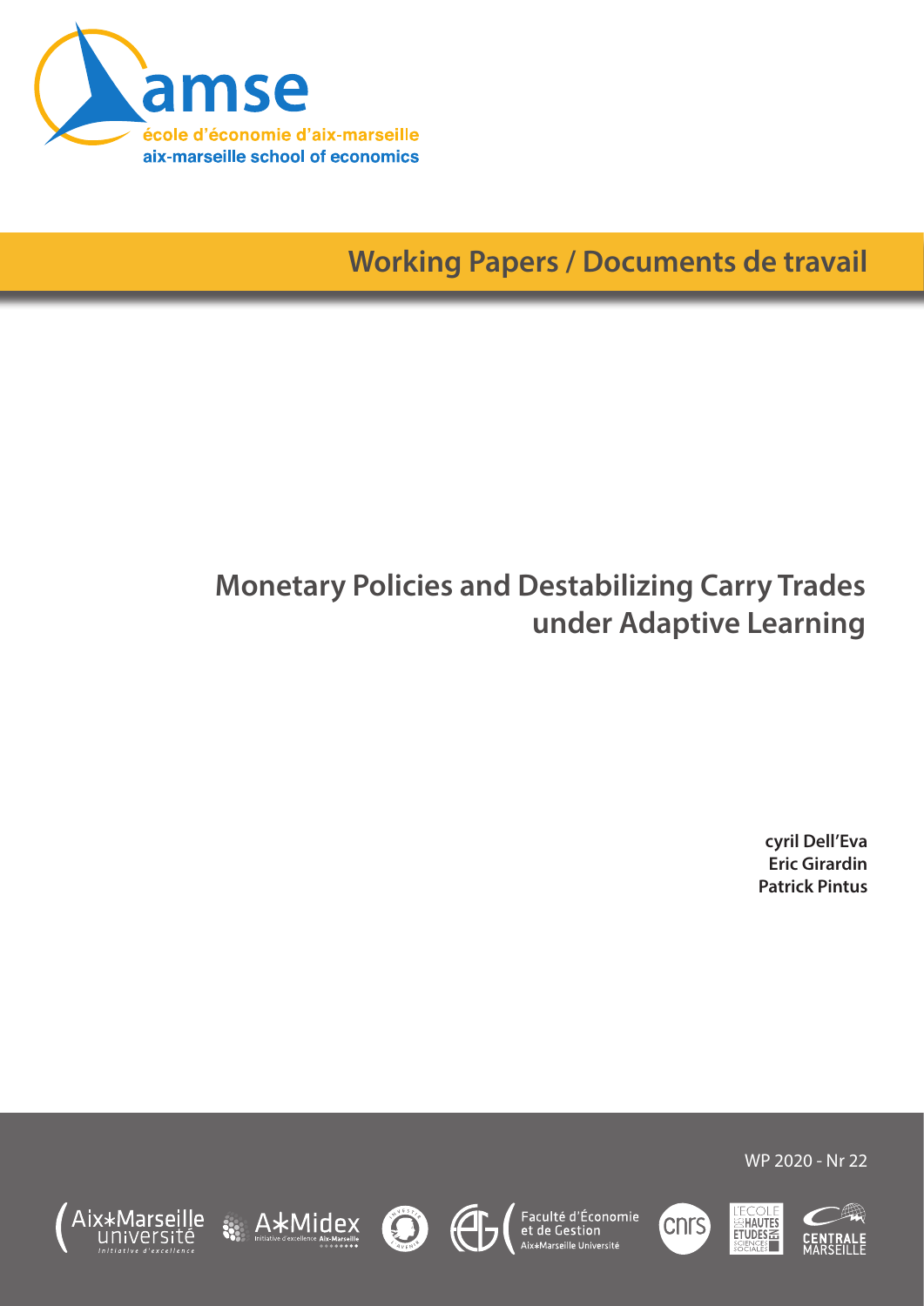amse

école d'économie d'aix-marseille

aix-marseille school of economics

**Working Papers / Documents de travail**

# Monetary Policies and Destabilizing Carry Trades under Adaptive Learning

**cyril Dell'Eva**
**Eric Girardin**
**Patrick Pintus**

WP 2020 - Nr 22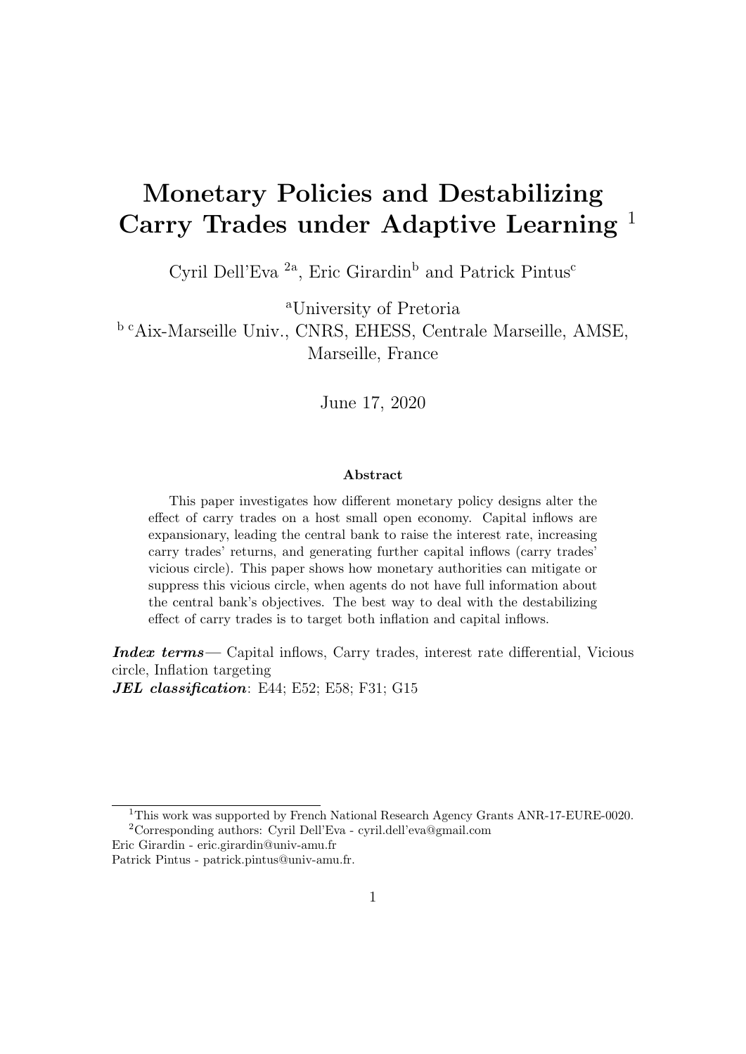# Monetary Policies and Destabilizing Carry Trades under Adaptive Learning [1]

Cyril Dell'Eva [2a], Eric Girardin[b] and Patrick Pintus[c]

[a]University of Pretoria

[b c]Aix-Marseille Univ., CNRS, EHESS, Centrale Marseille, AMSE, Marseille, France

June 17, 2020

### Abstract

This paper investigates how different monetary policy designs alter the effect of carry trades on a host small open economy. Capital inflows are expansionary, leading the central bank to raise the interest rate, increasing carry trades' returns, and generating further capital inflows (carry trades' vicious circle). This paper shows how monetary authorities can mitigate or suppress this vicious circle, when agents do not have full information about the central bank's objectives. The best way to deal with the destabilizing effect of carry trades is to target both inflation and capital inflows.

***Index terms***— Capital inflows, Carry trades, interest rate differential, Vicious circle, Inflation targeting

***JEL classification***: E44; E52; E58; F31; G15

[1]This work was supported by French National Research Agency Grants ANR-17-EURE-0020.

[2]Corresponding authors: Cyril Dell'Eva - cyril.dell'eva@gmail.com

Eric Girardin - eric.girardin@univ-amu.fr

Patrick Pintus - patrick.pintus@univ-amu.fr.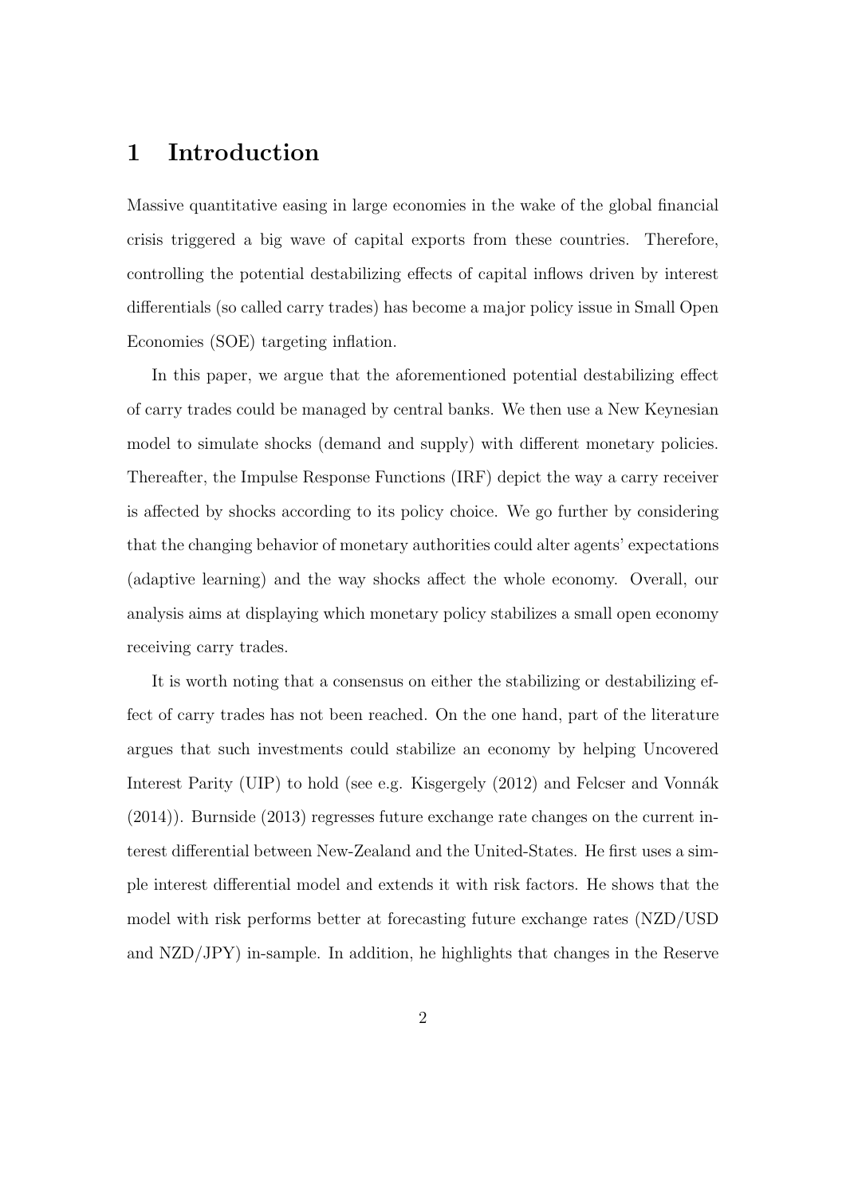# 1 Introduction

Massive quantitative easing in large economies in the wake of the global financial crisis triggered a big wave of capital exports from these countries. Therefore, controlling the potential destabilizing effects of capital inflows driven by interest differentials (so called carry trades) has become a major policy issue in Small Open Economies (SOE) targeting inflation.

In this paper, we argue that the aforementioned potential destabilizing effect of carry trades could be managed by central banks. We then use a New Keynesian model to simulate shocks (demand and supply) with different monetary policies. Thereafter, the Impulse Response Functions (IRF) depict the way a carry receiver is affected by shocks according to its policy choice. We go further by considering that the changing behavior of monetary authorities could alter agents' expectations (adaptive learning) and the way shocks affect the whole economy. Overall, our analysis aims at displaying which monetary policy stabilizes a small open economy receiving carry trades.

It is worth noting that a consensus on either the stabilizing or destabilizing effect of carry trades has not been reached. On the one hand, part of the literature argues that such investments could stabilize an economy by helping Uncovered Interest Parity (UIP) to hold (see e.g. Kisgergely (2012) and Felcser and Vonnák (2014)). Burnside (2013) regresses future exchange rate changes on the current interest differential between New-Zealand and the United-States. He first uses a simple interest differential model and extends it with risk factors. He shows that the model with risk performs better at forecasting future exchange rates (NZD/USD and NZD/JPY) in-sample. In addition, he highlights that changes in the Reserve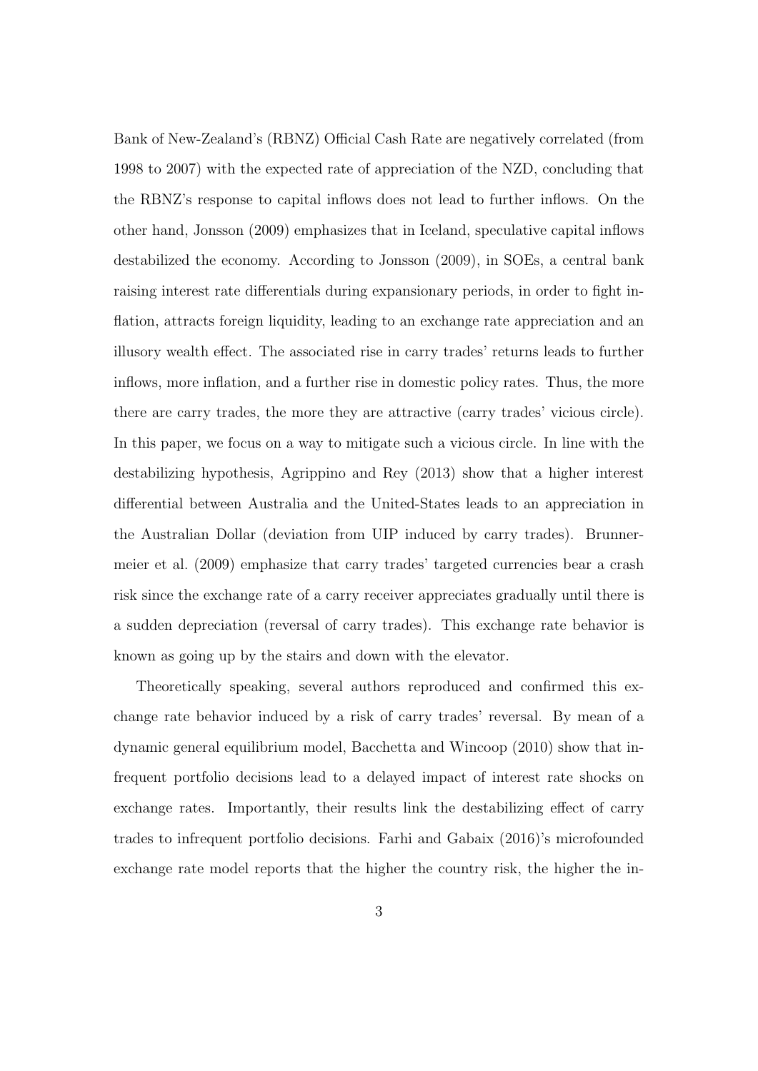Bank of New-Zealand's (RBNZ) Official Cash Rate are negatively correlated (from 1998 to 2007) with the expected rate of appreciation of the NZD, concluding that the RBNZ's response to capital inflows does not lead to further inflows. On the other hand, Jonsson (2009) emphasizes that in Iceland, speculative capital inflows destabilized the economy. According to Jonsson (2009), in SOEs, a central bank raising interest rate differentials during expansionary periods, in order to fight inflation, attracts foreign liquidity, leading to an exchange rate appreciation and an illusory wealth effect. The associated rise in carry trades' returns leads to further inflows, more inflation, and a further rise in domestic policy rates. Thus, the more there are carry trades, the more they are attractive (carry trades' vicious circle). In this paper, we focus on a way to mitigate such a vicious circle. In line with the destabilizing hypothesis, Agrippino and Rey (2013) show that a higher interest differential between Australia and the United-States leads to an appreciation in the Australian Dollar (deviation from UIP induced by carry trades). Brunnermeier et al. (2009) emphasize that carry trades' targeted currencies bear a crash risk since the exchange rate of a carry receiver appreciates gradually until there is a sudden depreciation (reversal of carry trades). This exchange rate behavior is known as going up by the stairs and down with the elevator.

Theoretically speaking, several authors reproduced and confirmed this exchange rate behavior induced by a risk of carry trades' reversal. By mean of a dynamic general equilibrium model, Bacchetta and Wincoop (2010) show that infrequent portfolio decisions lead to a delayed impact of interest rate shocks on exchange rates. Importantly, their results link the destabilizing effect of carry trades to infrequent portfolio decisions. Farhi and Gabaix (2016)'s microfounded exchange rate model reports that the higher the country risk, the higher the in-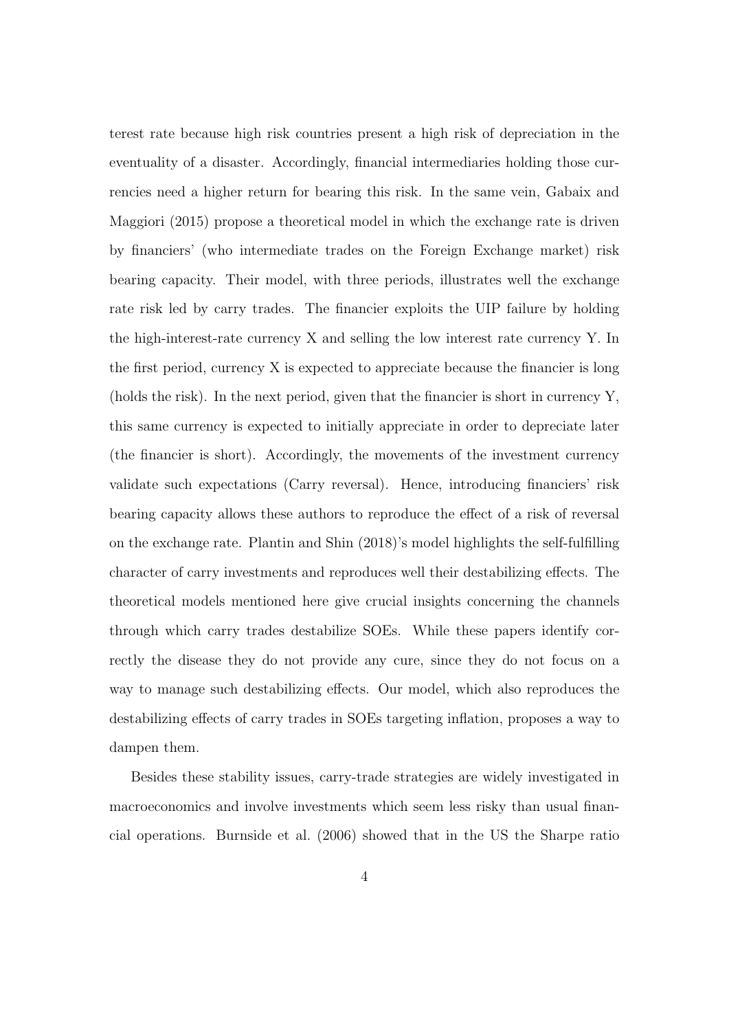terest rate because high risk countries present a high risk of depreciation in the eventuality of a disaster. Accordingly, financial intermediaries holding those currencies need a higher return for bearing this risk. In the same vein, Gabaix and Maggiori (2015) propose a theoretical model in which the exchange rate is driven by financiers' (who intermediate trades on the Foreign Exchange market) risk bearing capacity. Their model, with three periods, illustrates well the exchange rate risk led by carry trades. The financier exploits the UIP failure by holding the high-interest-rate currency X and selling the low interest rate currency Y. In the first period, currency X is expected to appreciate because the financier is long (holds the risk). In the next period, given that the financier is short in currency Y, this same currency is expected to initially appreciate in order to depreciate later (the financier is short). Accordingly, the movements of the investment currency validate such expectations (Carry reversal). Hence, introducing financiers' risk bearing capacity allows these authors to reproduce the effect of a risk of reversal on the exchange rate. Plantin and Shin (2018)'s model highlights the self-fulfilling character of carry investments and reproduces well their destabilizing effects. The theoretical models mentioned here give crucial insights concerning the channels through which carry trades destabilize SOEs. While these papers identify correctly the disease they do not provide any cure, since they do not focus on a way to manage such destabilizing effects. Our model, which also reproduces the destabilizing effects of carry trades in SOEs targeting inflation, proposes a way to dampen them.

Besides these stability issues, carry-trade strategies are widely investigated in macroeconomics and involve investments which seem less risky than usual financial operations. Burnside et al. (2006) showed that in the US the Sharpe ratio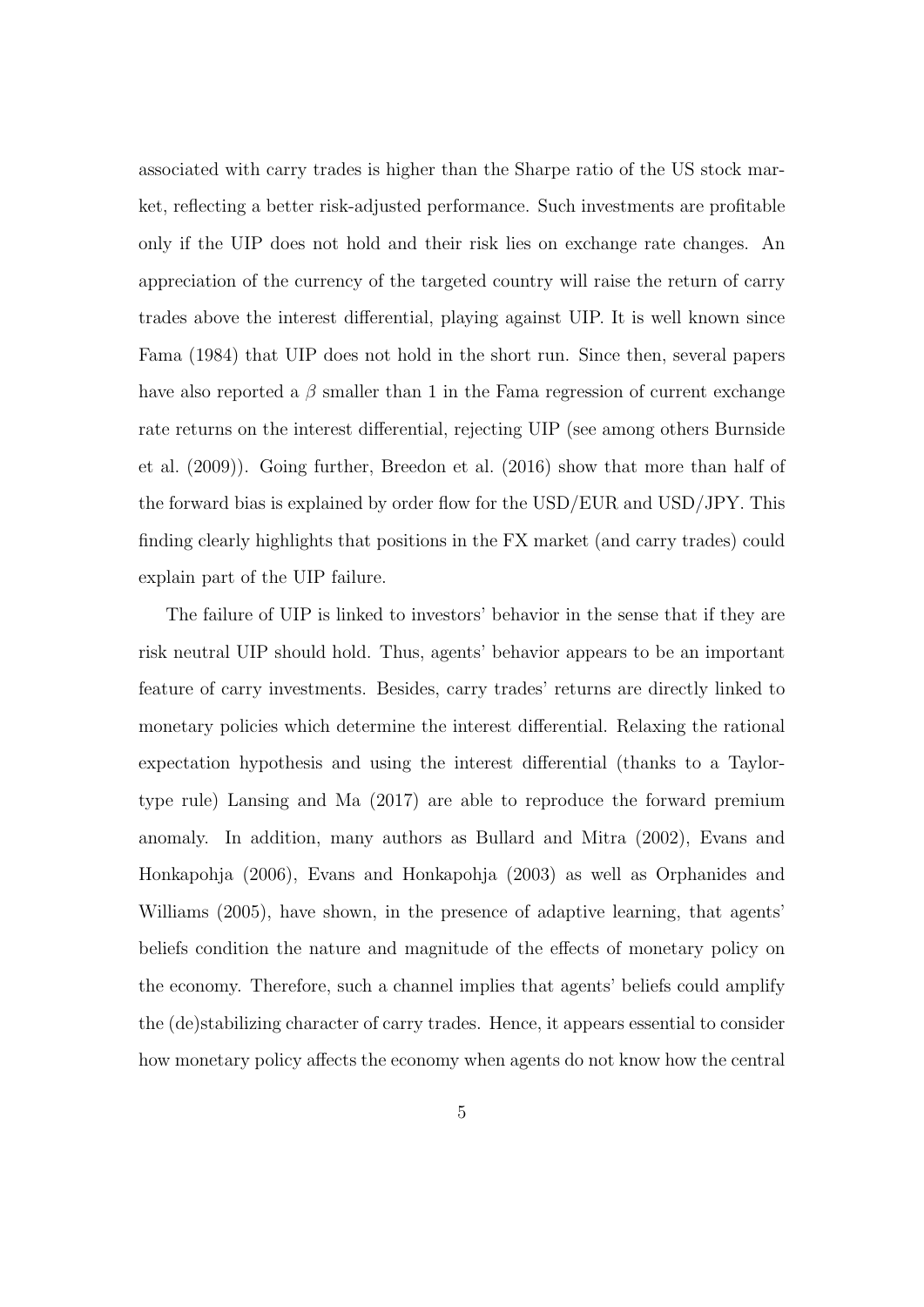associated with carry trades is higher than the Sharpe ratio of the US stock market, reflecting a better risk-adjusted performance. Such investments are profitable only if the UIP does not hold and their risk lies on exchange rate changes. An appreciation of the currency of the targeted country will raise the return of carry trades above the interest differential, playing against UIP. It is well known since Fama (1984) that UIP does not hold in the short run. Since then, several papers have also reported a $\beta$ smaller than 1 in the Fama regression of current exchange rate returns on the interest differential, rejecting UIP (see among others Burnside et al. (2009)). Going further, Breedon et al. (2016) show that more than half of the forward bias is explained by order flow for the USD/EUR and USD/JPY. This finding clearly highlights that positions in the FX market (and carry trades) could explain part of the UIP failure.

The failure of UIP is linked to investors' behavior in the sense that if they are risk neutral UIP should hold. Thus, agents' behavior appears to be an important feature of carry investments. Besides, carry trades' returns are directly linked to monetary policies which determine the interest differential. Relaxing the rational expectation hypothesis and using the interest differential (thanks to a Taylor-type rule) Lansing and Ma (2017) are able to reproduce the forward premium anomaly. In addition, many authors as Bullard and Mitra (2002), Evans and Honkapohja (2006), Evans and Honkapohja (2003) as well as Orphanides and Williams (2005), have shown, in the presence of adaptive learning, that agents' beliefs condition the nature and magnitude of the effects of monetary policy on the economy. Therefore, such a channel implies that agents' beliefs could amplify the (de)stabilizing character of carry trades. Hence, it appears essential to consider how monetary policy affects the economy when agents do not know how the central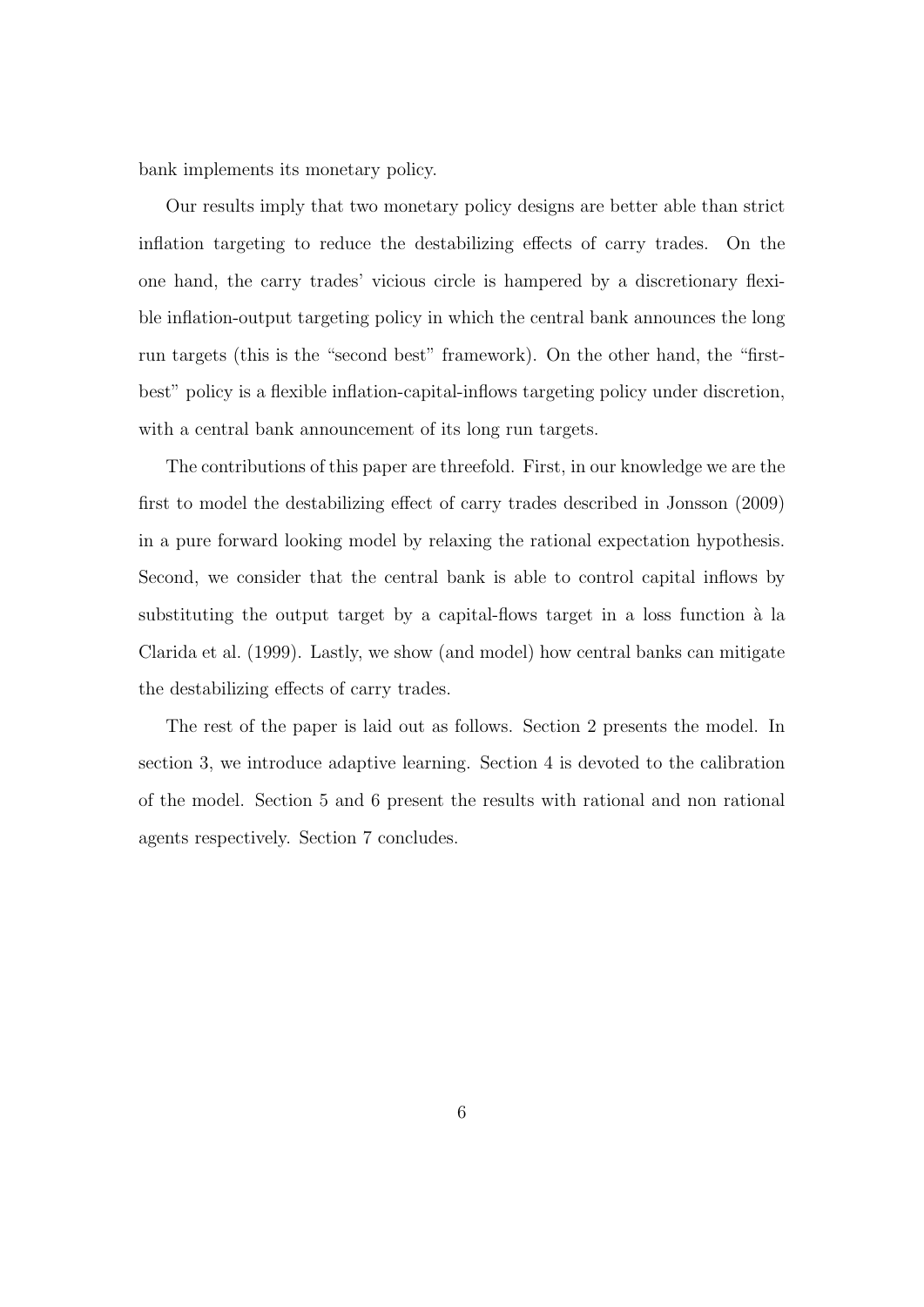bank implements its monetary policy.

Our results imply that two monetary policy designs are better able than strict inflation targeting to reduce the destabilizing effects of carry trades. On the one hand, the carry trades' vicious circle is hampered by a discretionary flexible inflation-output targeting policy in which the central bank announces the long run targets (this is the "second best" framework). On the other hand, the "first-best" policy is a flexible inflation-capital-inflows targeting policy under discretion, with a central bank announcement of its long run targets.

The contributions of this paper are threefold. First, in our knowledge we are the first to model the destabilizing effect of carry trades described in Jonsson (2009) in a pure forward looking model by relaxing the rational expectation hypothesis. Second, we consider that the central bank is able to control capital inflows by substituting the output target by a capital-flows target in a loss function à la Clarida et al. (1999). Lastly, we show (and model) how central banks can mitigate the destabilizing effects of carry trades.

The rest of the paper is laid out as follows. Section 2 presents the model. In section 3, we introduce adaptive learning. Section 4 is devoted to the calibration of the model. Section 5 and 6 present the results with rational and non rational agents respectively. Section 7 concludes.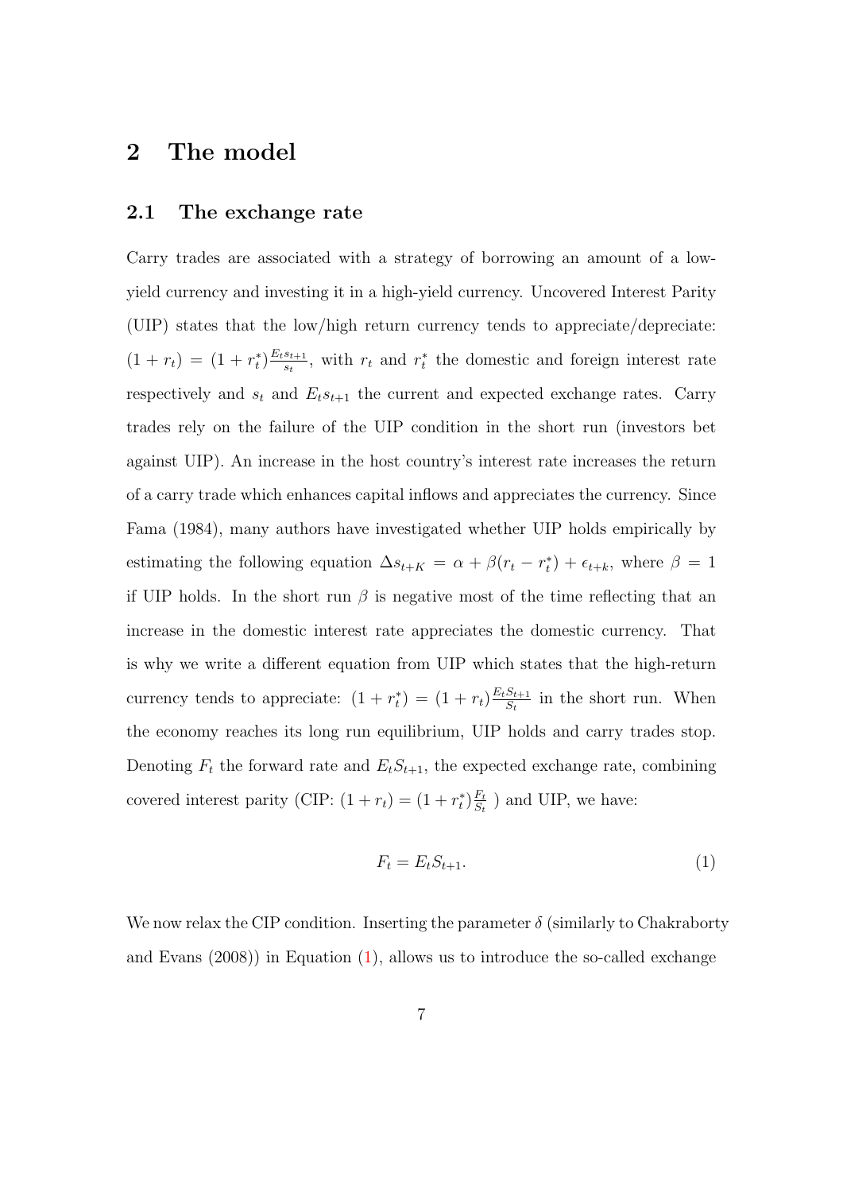## 2 The model

### 2.1 The exchange rate

Carry trades are associated with a strategy of borrowing an amount of a low-yield currency and investing it in a high-yield currency. Uncovered Interest Parity (UIP) states that the low/high return currency tends to appreciate/depreciate: $(1 + r_t) = (1 + r_t^*)\frac{E_t s_{t+1}}{s_t}$, with $r_t$ and $r_t^*$ the domestic and foreign interest rate respectively and $s_t$ and $E_t s_{t+1}$ the current and expected exchange rates. Carry trades rely on the failure of the UIP condition in the short run (investors bet against UIP). An increase in the host country's interest rate increases the return of a carry trade which enhances capital inflows and appreciates the currency. Since Fama (1984), many authors have investigated whether UIP holds empirically by estimating the following equation $\Delta s_{t+K} = \alpha + \beta(r_t - r_t^*) + \epsilon_{t+k}$, where $\beta = 1$ if UIP holds. In the short run $\beta$ is negative most of the time reflecting that an increase in the domestic interest rate appreciates the domestic currency. That is why we write a different equation from UIP which states that the high-return currency tends to appreciate: $(1 + r_t^*) = (1 + r_t)\frac{E_t S_{t+1}}{S_t}$ in the short run. When the economy reaches its long run equilibrium, UIP holds and carry trades stop. Denoting $F_t$ the forward rate and $E_t S_{t+1}$, the expected exchange rate, combining covered interest parity (CIP: $(1 + r_t) = (1 + r_t^*)\frac{F_t}{S_t}$ ) and UIP, we have:

$$F_t = E_t S_{t+1}. \tag{1}$$

We now relax the CIP condition. Inserting the parameter $\delta$ (similarly to Chakraborty and Evans (2008)) in Equation (1), allows us to introduce the so-called exchange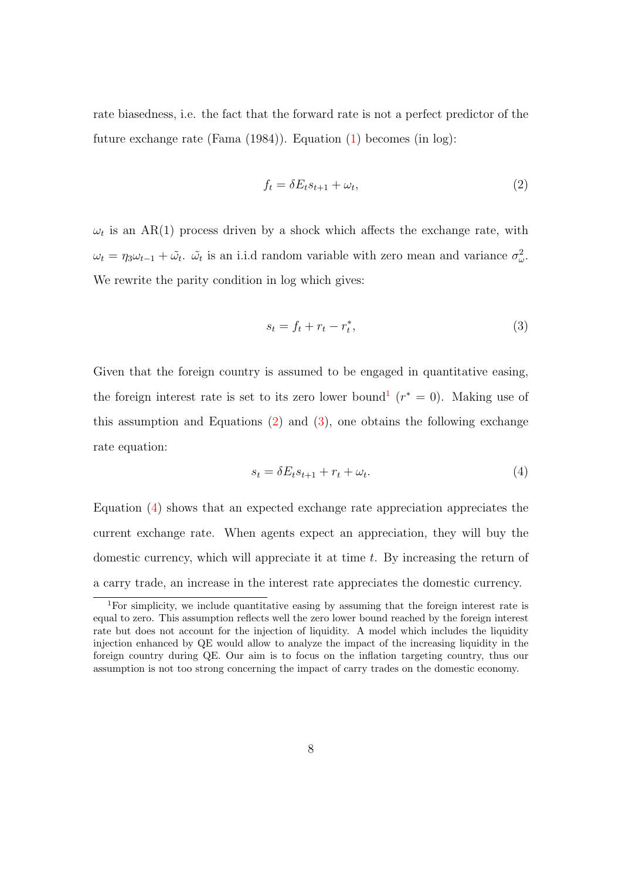rate biasedness, i.e. the fact that the forward rate is not a perfect predictor of the future exchange rate (Fama (1984)). Equation (1) becomes (in log):

$$f_t = \delta E_t s_{t+1} + \omega_t, \tag{2}$$

$\omega_t$ is an AR(1) process driven by a shock which affects the exchange rate, with $\omega_t = \eta_3 \omega_{t-1} + \tilde{\omega}_t$. $\tilde{\omega}_t$ is an i.i.d random variable with zero mean and variance $\sigma^2_\omega$. We rewrite the parity condition in log which gives:

$$s_t = f_t + r_t - r^*_t, \tag{3}$$

Given that the foreign country is assumed to be engaged in quantitative easing, the foreign interest rate is set to its zero lower bound[1] ($r^* = 0$). Making use of this assumption and Equations (2) and (3), one obtains the following exchange rate equation:

$$s_t = \delta E_t s_{t+1} + r_t + \omega_t. \tag{4}$$

Equation (4) shows that an expected exchange rate appreciation appreciates the current exchange rate. When agents expect an appreciation, they will buy the domestic currency, which will appreciate it at time $t$. By increasing the return of a carry trade, an increase in the interest rate appreciates the domestic currency.

[1] For simplicity, we include quantitative easing by assuming that the foreign interest rate is equal to zero. This assumption reflects well the zero lower bound reached by the foreign interest rate but does not account for the injection of liquidity. A model which includes the liquidity injection enhanced by QE would allow to analyze the impact of the increasing liquidity in the foreign country during QE. Our aim is to focus on the inflation targeting country, thus our assumption is not too strong concerning the impact of carry trades on the domestic economy.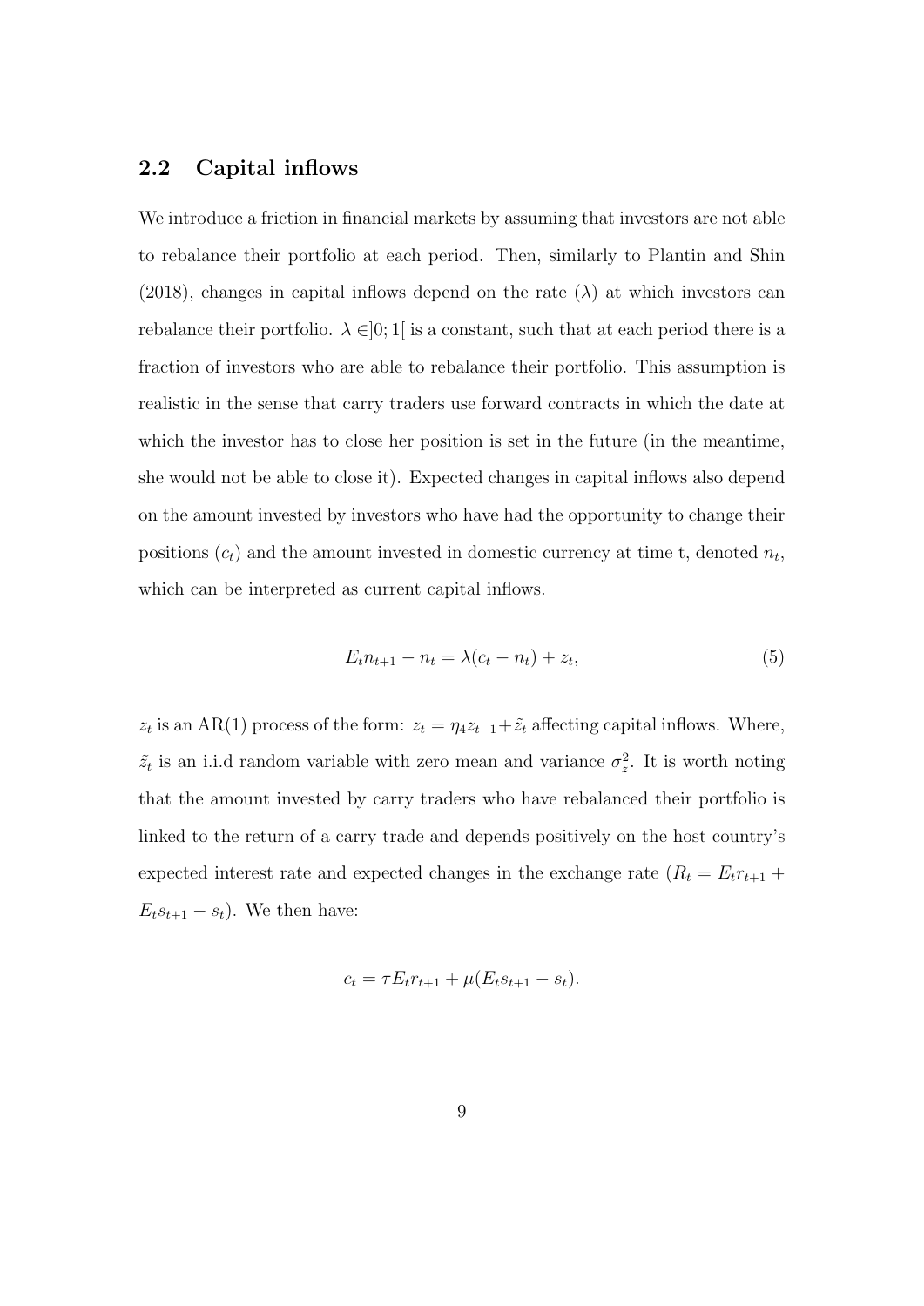## 2.2 Capital inflows

We introduce a friction in financial markets by assuming that investors are not able to rebalance their portfolio at each period. Then, similarly to Plantin and Shin (2018), changes in capital inflows depend on the rate ($\lambda$) at which investors can rebalance their portfolio. $\lambda \in ]0; 1[$ is a constant, such that at each period there is a fraction of investors who are able to rebalance their portfolio. This assumption is realistic in the sense that carry traders use forward contracts in which the date at which the investor has to close her position is set in the future (in the meantime, she would not be able to close it). Expected changes in capital inflows also depend on the amount invested by investors who have had the opportunity to change their positions ($c_t$) and the amount invested in domestic currency at time t, denoted $n_t$, which can be interpreted as current capital inflows.

$$E_t n_{t+1} - n_t = \lambda(c_t - n_t) + z_t, \tag{5}$$

$z_t$ is an AR(1) process of the form: $z_t = \eta_4 z_{t-1} + \tilde{z}_t$ affecting capital inflows. Where, $\tilde{z}_t$ is an i.i.d random variable with zero mean and variance $\sigma_z^2$. It is worth noting that the amount invested by carry traders who have rebalanced their portfolio is linked to the return of a carry trade and depends positively on the host country's expected interest rate and expected changes in the exchange rate ($R_t = E_t r_{t+1} + E_t s_{t+1} - s_t$). We then have:

$$c_t = \tau E_t r_{t+1} + \mu(E_t s_{t+1} - s_t).$$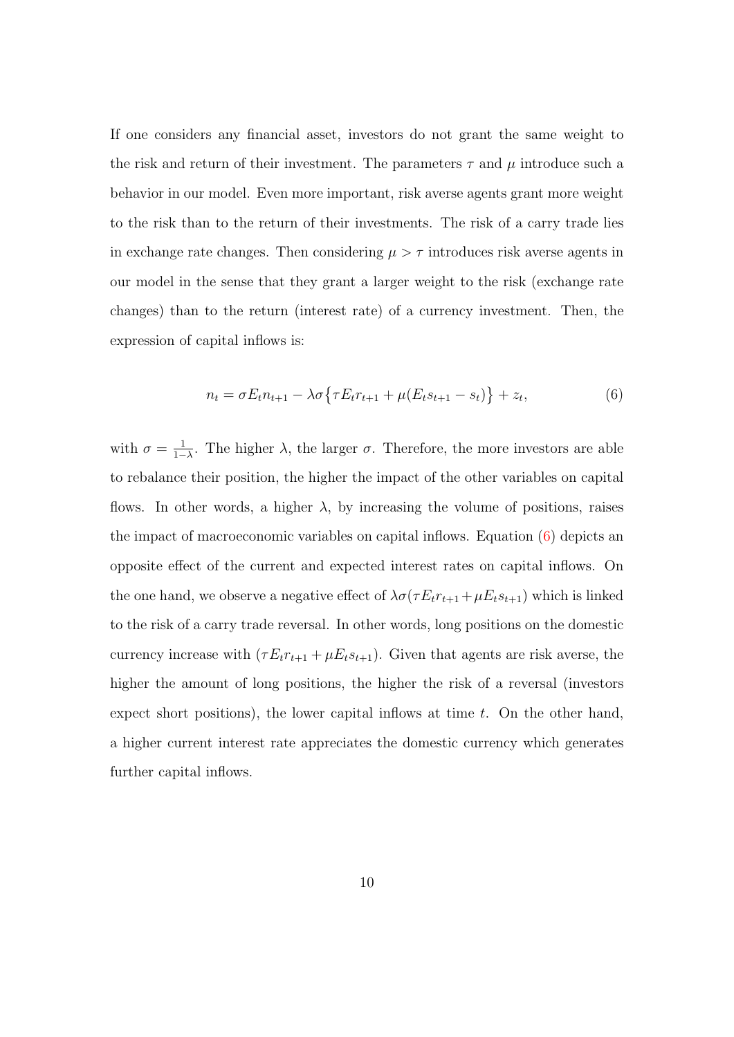If one considers any financial asset, investors do not grant the same weight to the risk and return of their investment. The parameters $\tau$ and $\mu$ introduce such a behavior in our model. Even more important, risk averse agents grant more weight to the risk than to the return of their investments. The risk of a carry trade lies in exchange rate changes. Then considering $\mu > \tau$ introduces risk averse agents in our model in the sense that they grant a larger weight to the risk (exchange rate changes) than to the return (interest rate) of a currency investment. Then, the expression of capital inflows is:

$$n_t = \sigma E_t n_{t+1} - \lambda\sigma\{\tau E_t r_{t+1} + \mu(E_t s_{t+1} - s_t)\} + z_t, \tag{6}$$

with $\sigma = \frac{1}{1-\lambda}$. The higher $\lambda$, the larger $\sigma$. Therefore, the more investors are able to rebalance their position, the higher the impact of the other variables on capital flows. In other words, a higher $\lambda$, by increasing the volume of positions, raises the impact of macroeconomic variables on capital inflows. Equation (6) depicts an opposite effect of the current and expected interest rates on capital inflows. On the one hand, we observe a negative effect of $\lambda\sigma(\tau E_t r_{t+1} + \mu E_t s_{t+1})$ which is linked to the risk of a carry trade reversal. In other words, long positions on the domestic currency increase with $(\tau E_t r_{t+1} + \mu E_t s_{t+1})$. Given that agents are risk averse, the higher the amount of long positions, the higher the risk of a reversal (investors expect short positions), the lower capital inflows at time $t$. On the other hand, a higher current interest rate appreciates the domestic currency which generates further capital inflows.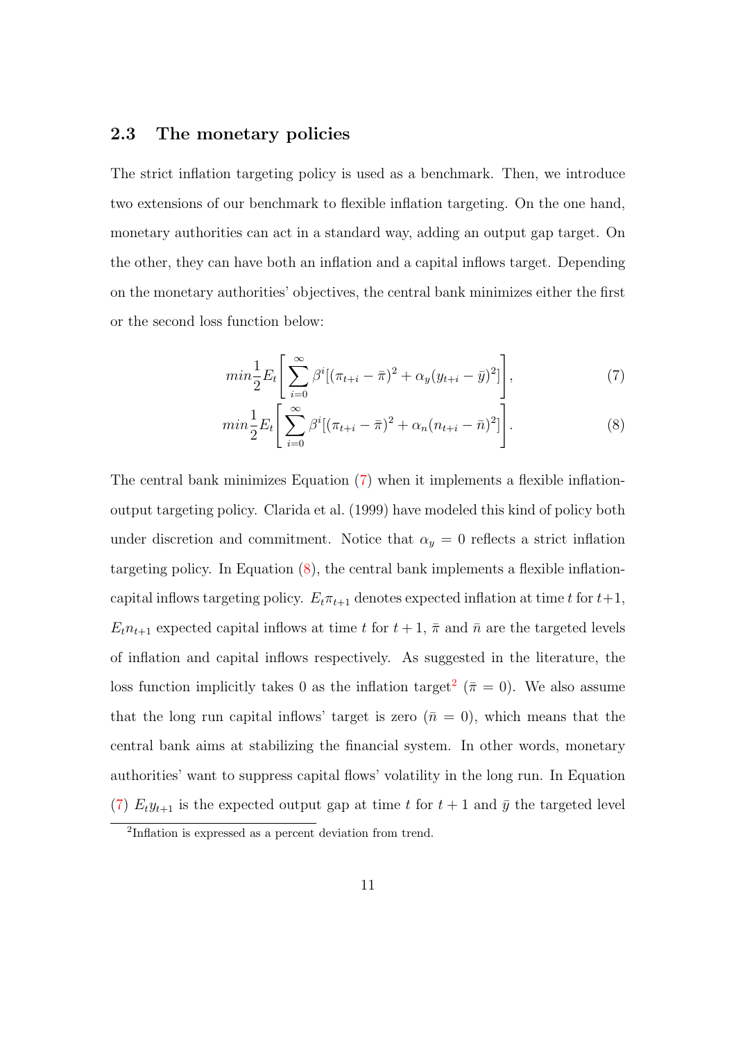### 2.3 The monetary policies

The strict inflation targeting policy is used as a benchmark. Then, we introduce two extensions of our benchmark to flexible inflation targeting. On the one hand, monetary authorities can act in a standard way, adding an output gap target. On the other, they can have both an inflation and a capital inflows target. Depending on the monetary authorities' objectives, the central bank minimizes either the first or the second loss function below:

$$min \frac{1}{2} E_t \left[ \sum_{i=0}^{\infty} \beta^i [(\pi_{t+i} - \bar{\pi})^2 + \alpha_y (y_{t+i} - \bar{y})^2] \right], \tag{7}$$

$$min \frac{1}{2} E_t \left[ \sum_{i=0}^{\infty} \beta^i [(\pi_{t+i} - \bar{\pi})^2 + \alpha_n (n_{t+i} - \bar{n})^2] \right]. \tag{8}$$

The central bank minimizes Equation (7) when it implements a flexible inflation-output targeting policy. Clarida et al. (1999) have modeled this kind of policy both under discretion and commitment. Notice that $\alpha_y = 0$ reflects a strict inflation targeting policy. In Equation (8), the central bank implements a flexible inflation-capital inflows targeting policy. $E_t \pi_{t+1}$ denotes expected inflation at time $t$ for $t+1$, $E_t n_{t+1}$ expected capital inflows at time $t$ for $t+1$, $\bar{\pi}$ and $\bar{n}$ are the targeted levels of inflation and capital inflows respectively. As suggested in the literature, the loss function implicitly takes 0 as the inflation target[2] ($\bar{\pi} = 0$). We also assume that the long run capital inflows' target is zero ($\bar{n} = 0$), which means that the central bank aims at stabilizing the financial system. In other words, monetary authorities' want to suppress capital flows' volatility in the long run. In Equation (7) $E_t y_{t+1}$ is the expected output gap at time $t$ for $t+1$ and $\bar{y}$ the targeted level

[2] Inflation is expressed as a percent deviation from trend.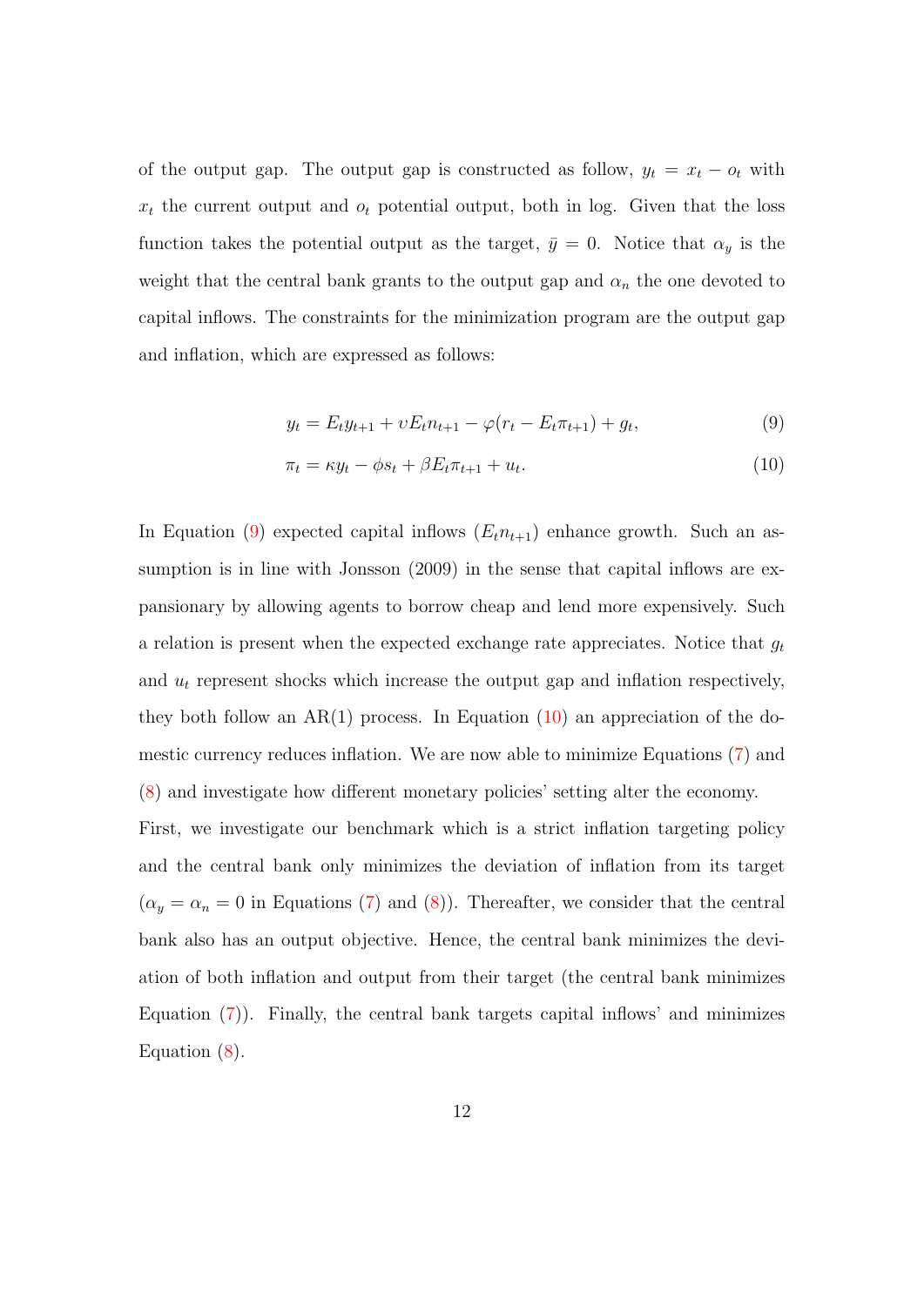of the output gap. The output gap is constructed as follow, $y_t = x_t - o_t$ with $x_t$ the current output and $o_t$ potential output, both in log. Given that the loss function takes the potential output as the target, $\bar{y} = 0$. Notice that $\alpha_y$ is the weight that the central bank grants to the output gap and $\alpha_n$ the one devoted to capital inflows. The constraints for the minimization program are the output gap and inflation, which are expressed as follows:

$$y_t = E_t y_{t+1} + \upsilon E_t n_{t+1} - \varphi(r_t - E_t \pi_{t+1}) + g_t, \tag{9}$$

$$\pi_t = \kappa y_t - \phi s_t + \beta E_t \pi_{t+1} + u_t. \tag{10}$$

In Equation (9) expected capital inflows ($E_t n_{t+1}$) enhance growth. Such an assumption is in line with Jonsson (2009) in the sense that capital inflows are expansionary by allowing agents to borrow cheap and lend more expensively. Such a relation is present when the expected exchange rate appreciates. Notice that $g_t$ and $u_t$ represent shocks which increase the output gap and inflation respectively, they both follow an AR(1) process. In Equation (10) an appreciation of the domestic currency reduces inflation. We are now able to minimize Equations (7) and (8) and investigate how different monetary policies' setting alter the economy.

First, we investigate our benchmark which is a strict inflation targeting policy and the central bank only minimizes the deviation of inflation from its target ($\alpha_y = \alpha_n = 0$ in Equations (7) and (8)). Thereafter, we consider that the central bank also has an output objective. Hence, the central bank minimizes the deviation of both inflation and output from their target (the central bank minimizes Equation (7)). Finally, the central bank targets capital inflows' and minimizes Equation (8).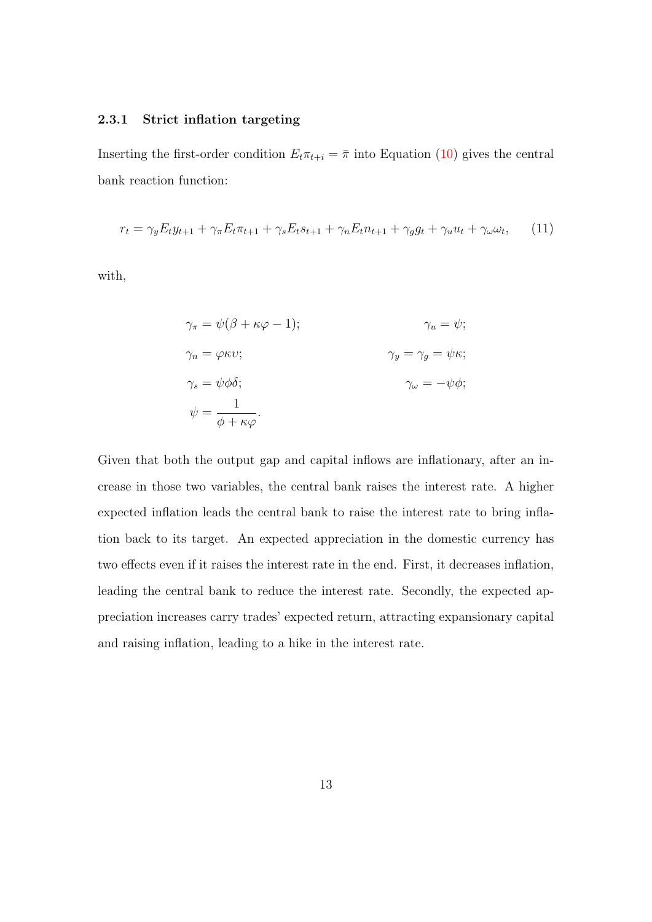### 2.3.1 Strict inflation targeting

Inserting the first-order condition $E_t\pi_{t+i} = \bar{\pi}$ into Equation (10) gives the central bank reaction function:

$$r_t = \gamma_y E_t y_{t+1} + \gamma_\pi E_t \pi_{t+1} + \gamma_s E_t s_{t+1} + \gamma_n E_t n_{t+1} + \gamma_g g_t + \gamma_u u_t + \gamma_\omega \omega_t, \qquad (11)$$

with,

$$\gamma_\pi = \psi(\beta + \kappa\varphi - 1); \qquad \gamma_u = \psi;$$

$$\gamma_n = \varphi\kappa\upsilon; \qquad \gamma_y = \gamma_g = \psi\kappa;$$

$$\gamma_s = \psi\phi\delta; \qquad \gamma_\omega = -\psi\phi;$$

$$\psi = \frac{1}{\phi + \kappa\varphi}.$$

Given that both the output gap and capital inflows are inflationary, after an increase in those two variables, the central bank raises the interest rate. A higher expected inflation leads the central bank to raise the interest rate to bring inflation back to its target. An expected appreciation in the domestic currency has two effects even if it raises the interest rate in the end. First, it decreases inflation, leading the central bank to reduce the interest rate. Secondly, the expected appreciation increases carry trades' expected return, attracting expansionary capital and raising inflation, leading to a hike in the interest rate.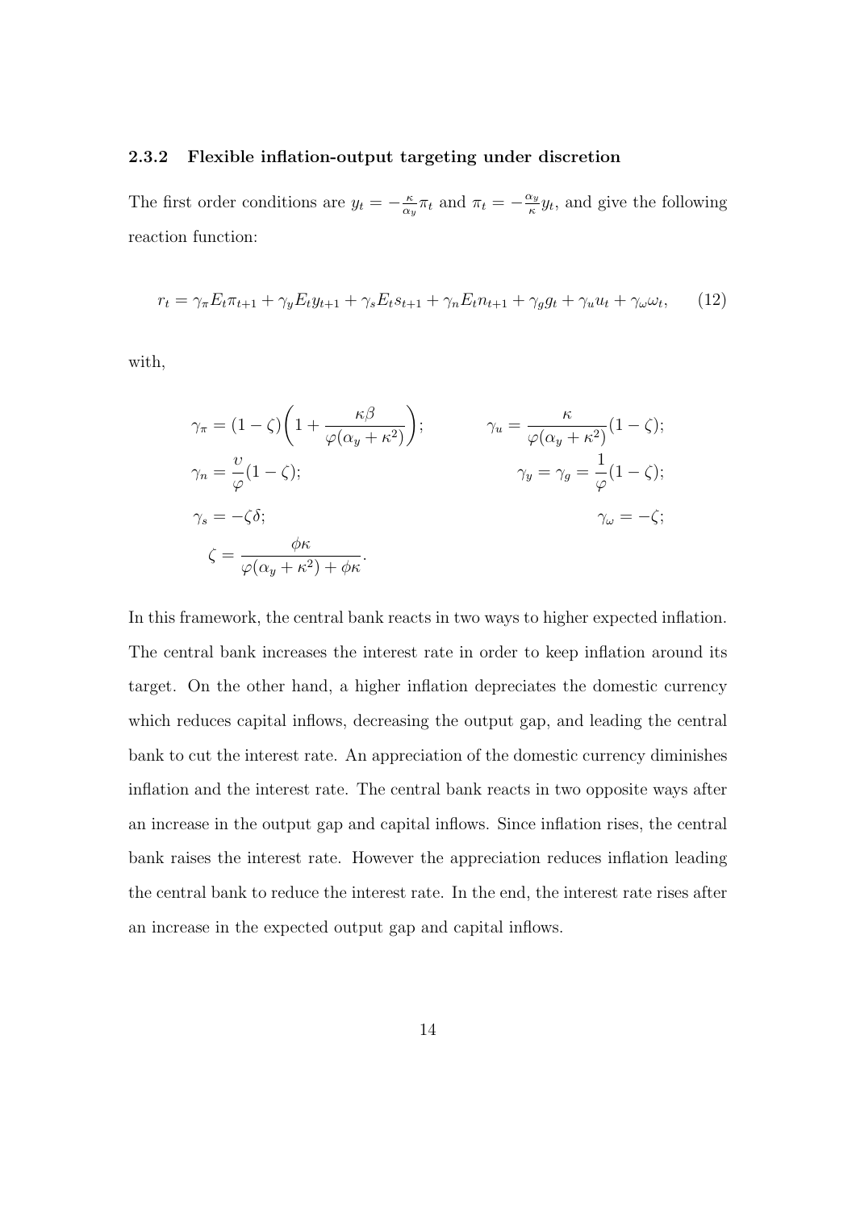### 2.3.2 Flexible inflation-output targeting under discretion

The first order conditions are $y_t = -\frac{\kappa}{\alpha_y}\pi_t$ and $\pi_t = -\frac{\alpha_y}{\kappa}y_t$, and give the following reaction function:

$$r_t = \gamma_\pi E_t\pi_{t+1} + \gamma_y E_t y_{t+1} + \gamma_s E_t s_{t+1} + \gamma_n E_t n_{t+1} + \gamma_g g_t + \gamma_u u_t + \gamma_\omega \omega_t, \qquad (12)$$

with,

$$\gamma_\pi = (1-\zeta)\left(1 + \frac{\kappa\beta}{\varphi(\alpha_y + \kappa^2)}\right); \qquad \gamma_u = \frac{\kappa}{\varphi(\alpha_y + \kappa^2)}(1-\zeta);$$

$$\gamma_n = \frac{\upsilon}{\varphi}(1-\zeta); \qquad \gamma_y = \gamma_g = \frac{1}{\varphi}(1-\zeta);$$

$$\gamma_s = -\zeta\delta; \qquad \gamma_\omega = -\zeta;$$

$$\zeta = \frac{\phi\kappa}{\varphi(\alpha_y + \kappa^2) + \phi\kappa}.$$

In this framework, the central bank reacts in two ways to higher expected inflation. The central bank increases the interest rate in order to keep inflation around its target. On the other hand, a higher inflation depreciates the domestic currency which reduces capital inflows, decreasing the output gap, and leading the central bank to cut the interest rate. An appreciation of the domestic currency diminishes inflation and the interest rate. The central bank reacts in two opposite ways after an increase in the output gap and capital inflows. Since inflation rises, the central bank raises the interest rate. However the appreciation reduces inflation leading the central bank to reduce the interest rate. In the end, the interest rate rises after an increase in the expected output gap and capital inflows.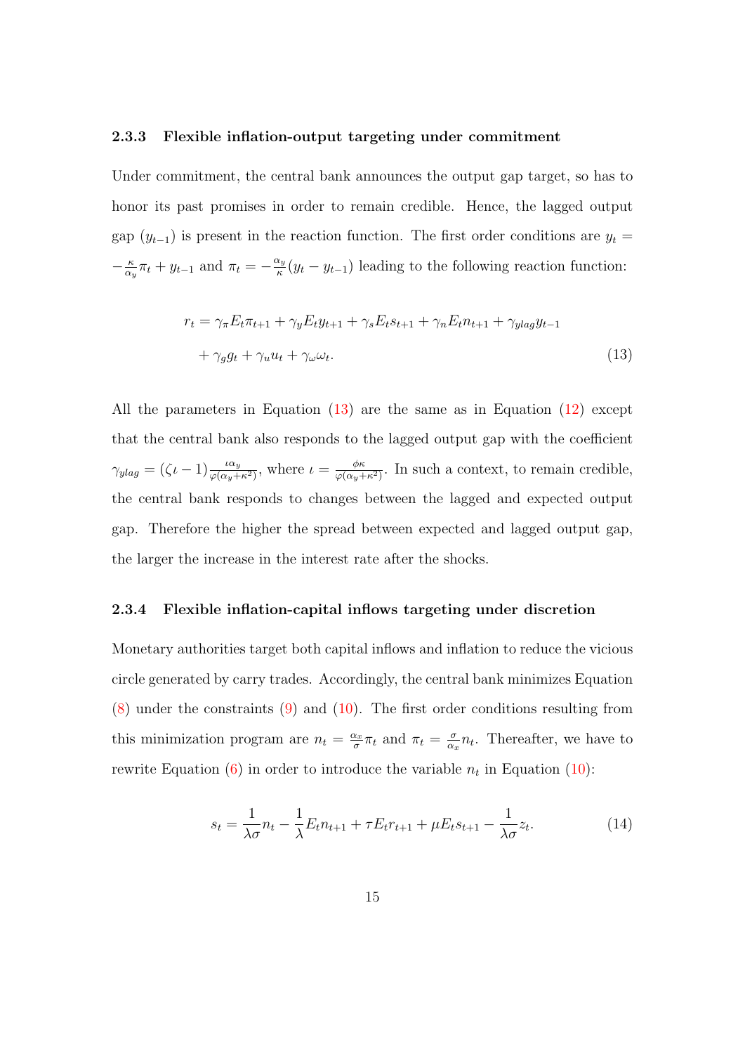#### 2.3.3 Flexible inflation-output targeting under commitment

Under commitment, the central bank announces the output gap target, so has to honor its past promises in order to remain credible. Hence, the lagged output gap ($y_{t-1}$) is present in the reaction function. The first order conditions are $y_t = -\frac{\kappa}{\alpha_y}\pi_t + y_{t-1}$ and $\pi_t = -\frac{\alpha_y}{\kappa}(y_t - y_{t-1})$ leading to the following reaction function:

$$
\begin{aligned}
r_t &= \gamma_\pi E_t\pi_{t+1} + \gamma_y E_t y_{t+1} + \gamma_s E_t s_{t+1} + \gamma_n E_t n_{t+1} + \gamma_{ylag} y_{t-1} \\
&\quad + \gamma_g g_t + \gamma_u u_t + \gamma_\omega \omega_t.
\end{aligned} \tag{13}
$$

All the parameters in Equation (13) are the same as in Equation (12) except that the central bank also responds to the lagged output gap with the coefficient $\gamma_{ylag} = (\zeta\iota - 1)\frac{\iota\alpha_y}{\varphi(\alpha_y+\kappa^2)}$, where $\iota = \frac{\phi\kappa}{\varphi(\alpha_y+\kappa^2)}$. In such a context, to remain credible, the central bank responds to changes between the lagged and expected output gap. Therefore the higher the spread between expected and lagged output gap, the larger the increase in the interest rate after the shocks.

#### 2.3.4 Flexible inflation-capital inflows targeting under discretion

Monetary authorities target both capital inflows and inflation to reduce the vicious circle generated by carry trades. Accordingly, the central bank minimizes Equation (8) under the constraints (9) and (10). The first order conditions resulting from this minimization program are $n_t = \frac{\alpha_x}{\sigma}\pi_t$ and $\pi_t = \frac{\sigma}{\alpha_x}n_t$. Thereafter, we have to rewrite Equation (6) in order to introduce the variable $n_t$ in Equation (10):

$$
s_t = \frac{1}{\lambda\sigma}n_t - \frac{1}{\lambda}E_t n_{t+1} + \tau E_t r_{t+1} + \mu E_t s_{t+1} - \frac{1}{\lambda\sigma}z_t. \tag{14}
$$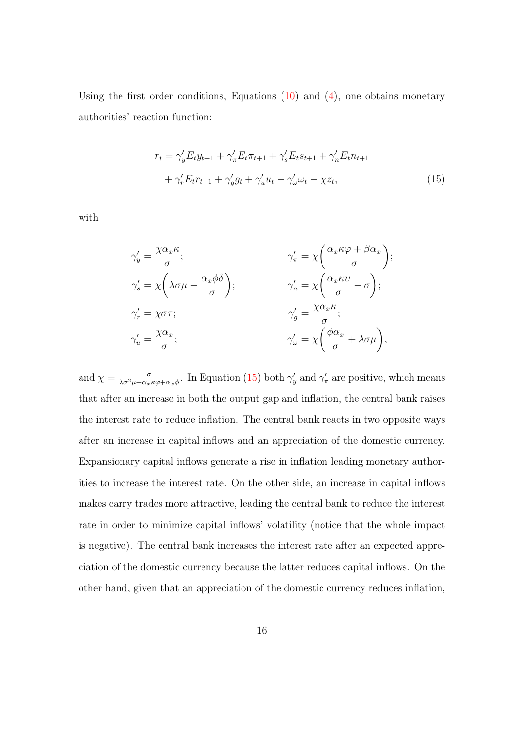Using the first order conditions, Equations (10) and (4), one obtains monetary authorities' reaction function:

$$
\begin{aligned}
r_t = {} & \gamma'_y E_t y_{t+1} + \gamma'_\pi E_t \pi_{t+1} + \gamma'_s E_t s_{t+1} + \gamma'_n E_t n_{t+1} \\
& + \gamma'_r E_t r_{t+1} + \gamma'_g g_t + \gamma'_u u_t - \gamma'_\omega \omega_t - \chi z_t,
\end{aligned}
\tag{15}
$$

with

$$
\begin{aligned}
\gamma'_y &= \frac{\chi \alpha_x \kappa}{\sigma}; & \gamma'_\pi &= \chi\left(\frac{\alpha_x \kappa \varphi + \beta \alpha_x}{\sigma}\right); \\
\gamma'_s &= \chi\left(\lambda \sigma \mu - \frac{\alpha_x \phi \delta}{\sigma}\right); & \gamma'_n &= \chi\left(\frac{\alpha_x \kappa \upsilon}{\sigma} - \sigma\right); \\
\gamma'_r &= \chi \sigma \tau; & \gamma'_g &= \frac{\chi \alpha_x \kappa}{\sigma}; \\
\gamma'_u &= \frac{\chi \alpha_x}{\sigma}; & \gamma'_\omega &= \chi\left(\frac{\phi \alpha_x}{\sigma} + \lambda \sigma \mu\right),
\end{aligned}
$$

and $\chi = \frac{\sigma}{\lambda \sigma^2 \mu + \alpha_x \kappa \varphi + \alpha_x \phi}$. In Equation (15) both $\gamma'_y$ and $\gamma'_\pi$ are positive, which means that after an increase in both the output gap and inflation, the central bank raises the interest rate to reduce inflation. The central bank reacts in two opposite ways after an increase in capital inflows and an appreciation of the domestic currency. Expansionary capital inflows generate a rise in inflation leading monetary authorities to increase the interest rate. On the other side, an increase in capital inflows makes carry trades more attractive, leading the central bank to reduce the interest rate in order to minimize capital inflows' volatility (notice that the whole impact is negative). The central bank increases the interest rate after an expected appreciation of the domestic currency because the latter reduces capital inflows. On the other hand, given that an appreciation of the domestic currency reduces inflation,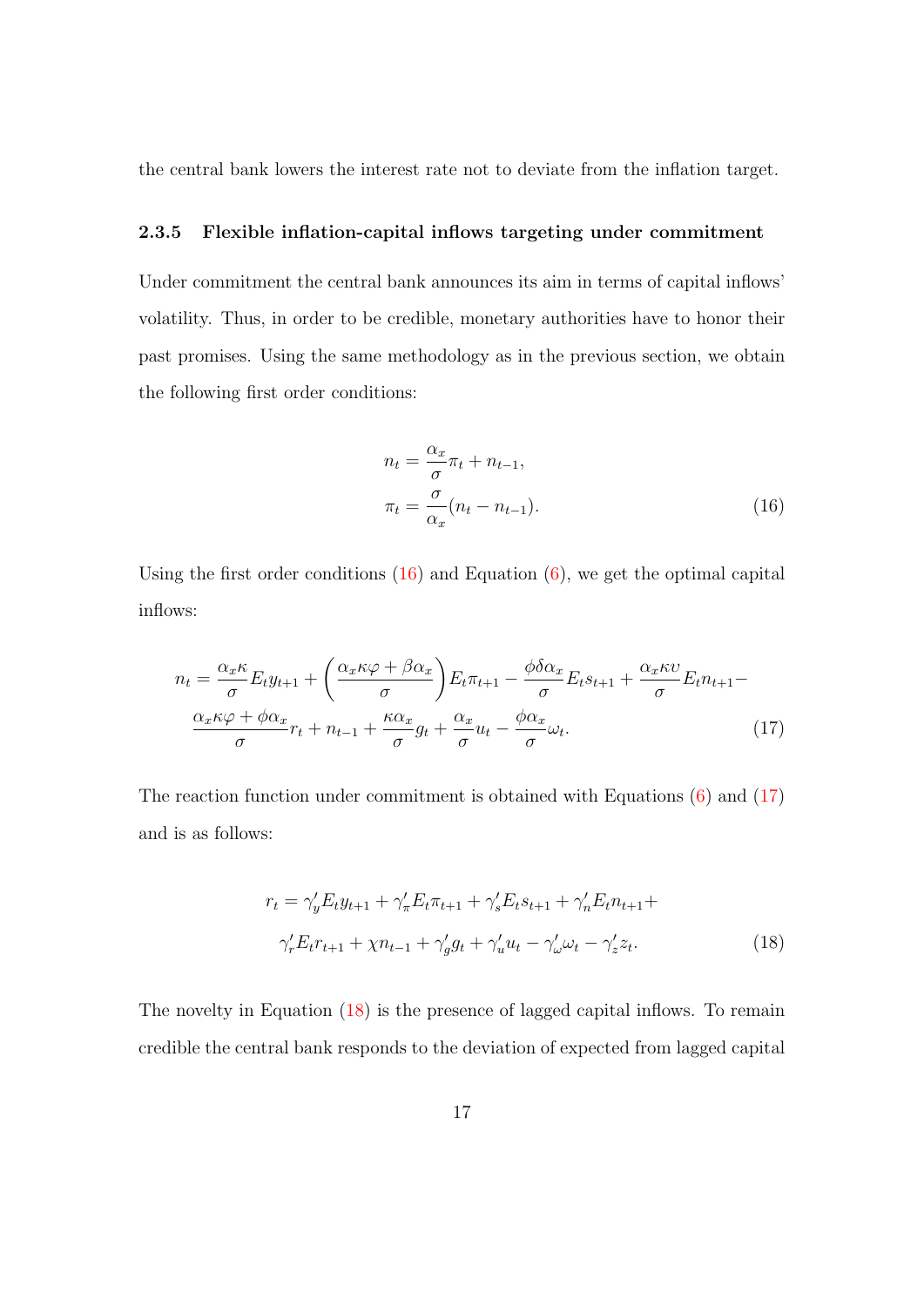the central bank lowers the interest rate not to deviate from the inflation target.

### 2.3.5 Flexible inflation-capital inflows targeting under commitment

Under commitment the central bank announces its aim in terms of capital inflows' volatility. Thus, in order to be credible, monetary authorities have to honor their past promises. Using the same methodology as in the previous section, we obtain the following first order conditions:

$$
\begin{aligned}
n_t &= \frac{\alpha_x}{\sigma}\pi_t + n_{t-1}, \\
\pi_t &= \frac{\sigma}{\alpha_x}(n_t - n_{t-1}).
\end{aligned} \tag{16}
$$

Using the first order conditions (16) and Equation (6), we get the optimal capital inflows:

$$
\begin{aligned}
n_t = {} & \frac{\alpha_x \kappa}{\sigma} E_t y_{t+1} + \left( \frac{\alpha_x \kappa \varphi + \beta \alpha_x}{\sigma} \right) E_t \pi_{t+1} - \frac{\phi \delta \alpha_x}{\sigma} E_t s_{t+1} + \frac{\alpha_x \kappa \upsilon}{\sigma} E_t n_{t+1} - \\
& \frac{\alpha_x \kappa \varphi + \phi \alpha_x}{\sigma} r_t + n_{t-1} + \frac{\kappa \alpha_x}{\sigma} g_t + \frac{\alpha_x}{\sigma} u_t - \frac{\phi \alpha_x}{\sigma} \omega_t.
\end{aligned} \tag{17}
$$

The reaction function under commitment is obtained with Equations (6) and (17) and is as follows:

$$
\begin{aligned}
r_t = {} & \gamma_y' E_t y_{t+1} + \gamma_\pi' E_t \pi_{t+1} + \gamma_s' E_t s_{t+1} + \gamma_n' E_t n_{t+1} + \\
& \gamma_r' E_t r_{t+1} + \chi n_{t-1} + \gamma_g' g_t + \gamma_u' u_t - \gamma_\omega' \omega_t - \gamma_z' z_t.
\end{aligned} \tag{18}
$$

The novelty in Equation (18) is the presence of lagged capital inflows. To remain credible the central bank responds to the deviation of expected from lagged capital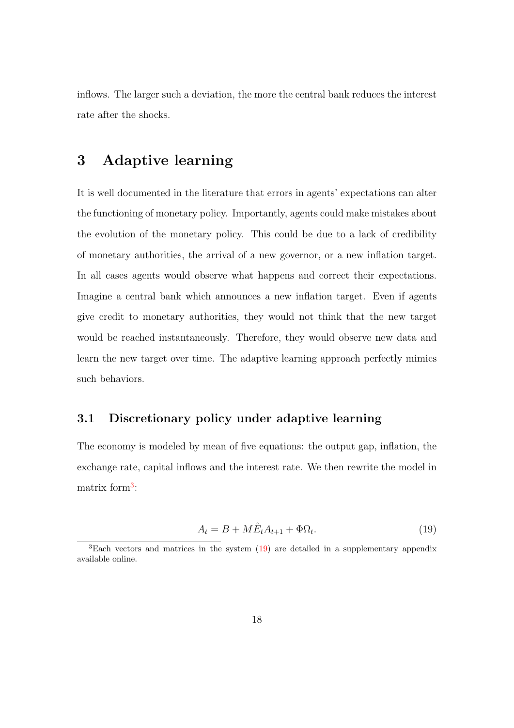inflows. The larger such a deviation, the more the central bank reduces the interest rate after the shocks.

# 3 Adaptive learning

It is well documented in the literature that errors in agents' expectations can alter the functioning of monetary policy. Importantly, agents could make mistakes about the evolution of the monetary policy. This could be due to a lack of credibility of monetary authorities, the arrival of a new governor, or a new inflation target. In all cases agents would observe what happens and correct their expectations. Imagine a central bank which announces a new inflation target. Even if agents give credit to monetary authorities, they would not think that the new target would be reached instantaneously. Therefore, they would observe new data and learn the new target over time. The adaptive learning approach perfectly mimics such behaviors.

## 3.1 Discretionary policy under adaptive learning

The economy is modeled by mean of five equations: the output gap, inflation, the exchange rate, capital inflows and the interest rate. We then rewrite the model in matrix form[3]:

$$A_t = B + M\hat{E}_t A_{t+1} + \Phi\Omega_t. \tag{19}$$

[3] Each vectors and matrices in the system (19) are detailed in a supplementary appendix available online.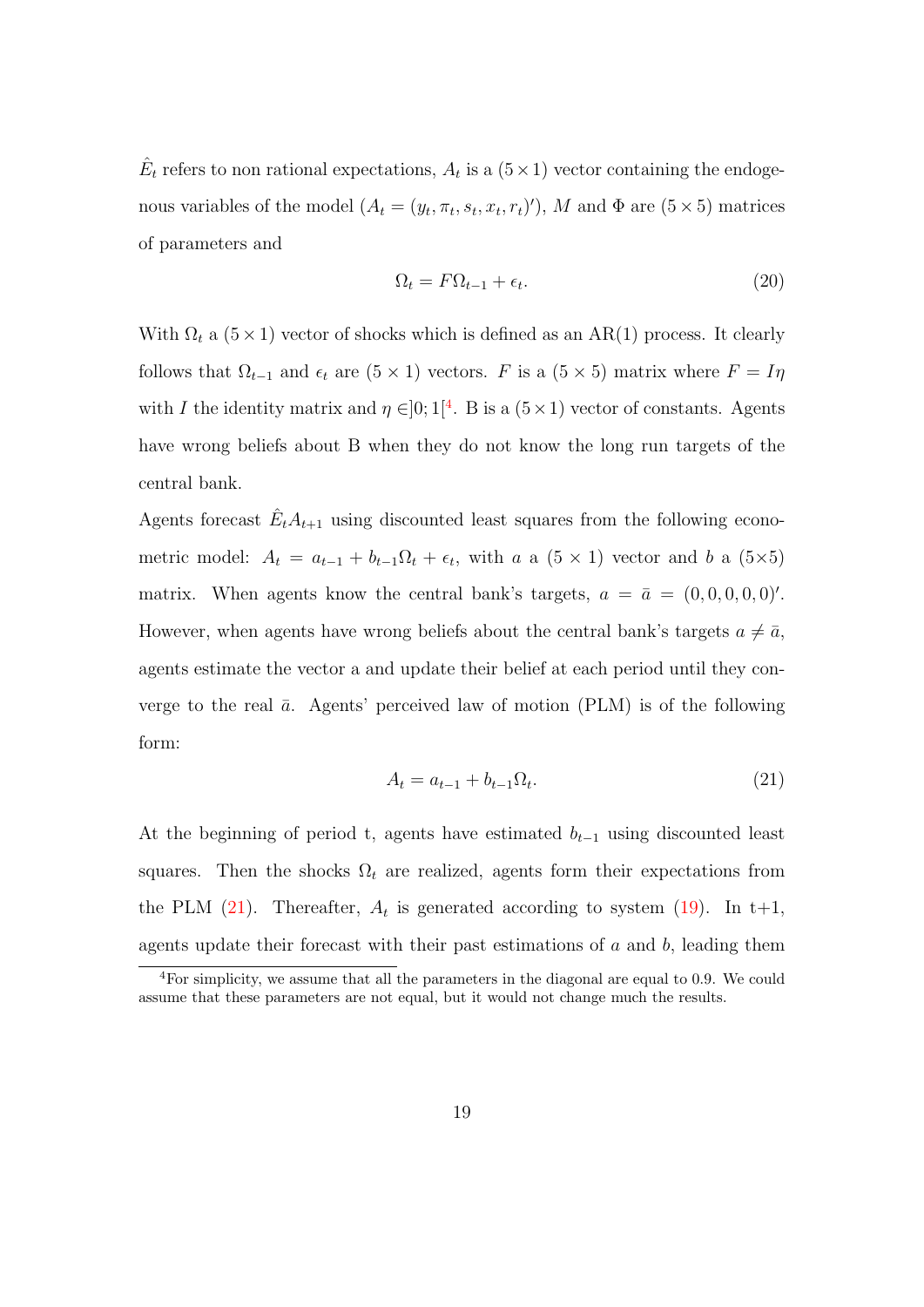$\hat{E}_t$ refers to non rational expectations, $A_t$ is a $(5 \times 1)$ vector containing the endogenous variables of the model $(A_t = (y_t, \pi_t, s_t, x_t, r_t)')$, $M$ and $\Phi$ are $(5 \times 5)$ matrices of parameters and

$$\Omega_t = F\Omega_{t-1} + \epsilon_t. \tag{20}$$

With $\Omega_t$ a $(5 \times 1)$ vector of shocks which is defined as an AR(1) process. It clearly follows that $\Omega_{t-1}$ and $\epsilon_t$ are $(5 \times 1)$ vectors. $F$ is a $(5 \times 5)$ matrix where $F = I\eta$ with $I$ the identity matrix and $\eta \in ]0; 1[$[4]. B is a $(5 \times 1)$ vector of constants. Agents have wrong beliefs about B when they do not know the long run targets of the central bank.

Agents forecast $\hat{E}_t A_{t+1}$ using discounted least squares from the following econometric model: $A_t = a_{t-1} + b_{t-1}\Omega_t + \epsilon_t$, with $a$ a $(5 \times 1)$ vector and $b$ a $(5 \times 5)$ matrix. When agents know the central bank's targets, $a = \bar{a} = (0, 0, 0, 0, 0)'$. However, when agents have wrong beliefs about the central bank's targets $a \neq \bar{a}$, agents estimate the vector a and update their belief at each period until they converge to the real $\bar{a}$. Agents' perceived law of motion (PLM) is of the following form:

$$A_t = a_{t-1} + b_{t-1}\Omega_t. \tag{21}$$

At the beginning of period t, agents have estimated $b_{t-1}$ using discounted least squares. Then the shocks $\Omega_t$ are realized, agents form their expectations from the PLM (21). Thereafter, $A_t$ is generated according to system (19). In t+1, agents update their forecast with their past estimations of $a$ and $b$, leading them

[4] For simplicity, we assume that all the parameters in the diagonal are equal to 0.9. We could assume that these parameters are not equal, but it would not change much the results.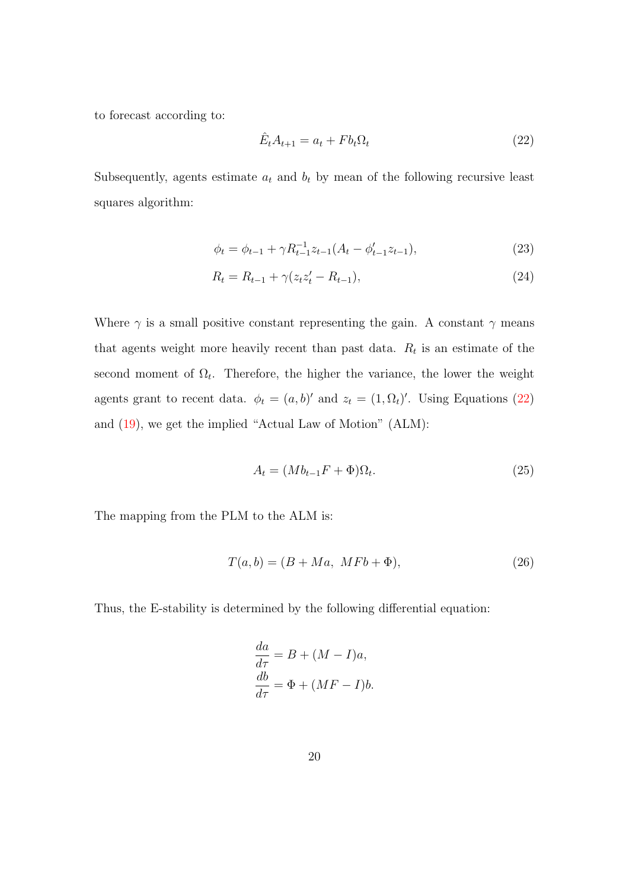to forecast according to:

$$\hat{E}_t A_{t+1} = a_t + F b_t \Omega_t \tag{22}$$

Subsequently, agents estimate $a_t$ and $b_t$ by mean of the following recursive least squares algorithm:

$$\phi_t = \phi_{t-1} + \gamma R_{t-1}^{-1} z_{t-1}(A_t - \phi_{t-1}' z_{t-1}), \tag{23}$$

$$R_t = R_{t-1} + \gamma(z_t z_t' - R_{t-1}), \tag{24}$$

Where $\gamma$ is a small positive constant representing the gain. A constant $\gamma$ means that agents weight more heavily recent than past data. $R_t$ is an estimate of the second moment of $\Omega_t$. Therefore, the higher the variance, the lower the weight agents grant to recent data. $\phi_t = (a, b)'$ and $z_t = (1, \Omega_t)'$. Using Equations (22) and (19), we get the implied "Actual Law of Motion" (ALM):

$$A_t = (M b_{t-1} F + \Phi)\Omega_t. \tag{25}$$

The mapping from the PLM to the ALM is:

$$T(a, b) = (B + Ma,\ MFb + \Phi), \tag{26}$$

Thus, the E-stability is determined by the following differential equation:

$$\frac{da}{d\tau} = B + (M - I)a,$$
$$\frac{db}{d\tau} = \Phi + (MF - I)b.$$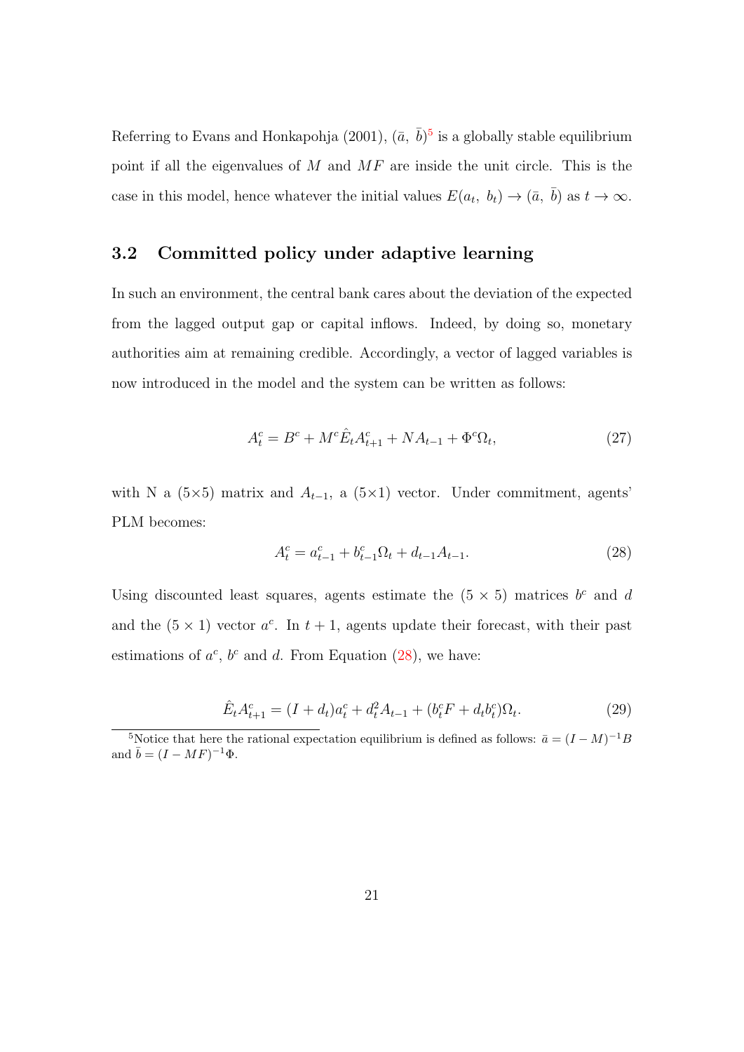Referring to Evans and Honkapohja (2001), $(\bar{a},\ \bar{b})$[5] is a globally stable equilibrium point if all the eigenvalues of $M$ and $MF$ are inside the unit circle. This is the case in this model, hence whatever the initial values $E(a_t,\ b_t) \rightarrow (\bar{a},\ \bar{b})$ as $t \rightarrow \infty$.

### 3.2 Committed policy under adaptive learning

In such an environment, the central bank cares about the deviation of the expected from the lagged output gap or capital inflows. Indeed, by doing so, monetary authorities aim at remaining credible. Accordingly, a vector of lagged variables is now introduced in the model and the system can be written as follows:

$$A_t^c = B^c + M^c \hat{E}_t A_{t+1}^c + N A_{t-1} + \Phi^c \Omega_t, \tag{27}$$

with N a (5×5) matrix and $A_{t-1}$, a (5×1) vector. Under commitment, agents' PLM becomes:

$$A_t^c = a_{t-1}^c + b_{t-1}^c \Omega_t + d_{t-1} A_{t-1}. \tag{28}$$

Using discounted least squares, agents estimate the $(5 \times 5)$ matrices $b^c$ and $d$ and the $(5 \times 1)$ vector $a^c$. In $t+1$, agents update their forecast, with their past estimations of $a^c$, $b^c$ and $d$. From Equation (28), we have:

$$\hat{E}_t A_{t+1}^c = (I + d_t) a_t^c + d_t^2 A_{t-1} + (b_t^c F + d_t b_t^c) \Omega_t. \tag{29}$$

[5] Notice that here the rational expectation equilibrium is defined as follows: $\bar{a} = (I - M)^{-1} B$ and $\bar{b} = (I - MF)^{-1} \Phi$.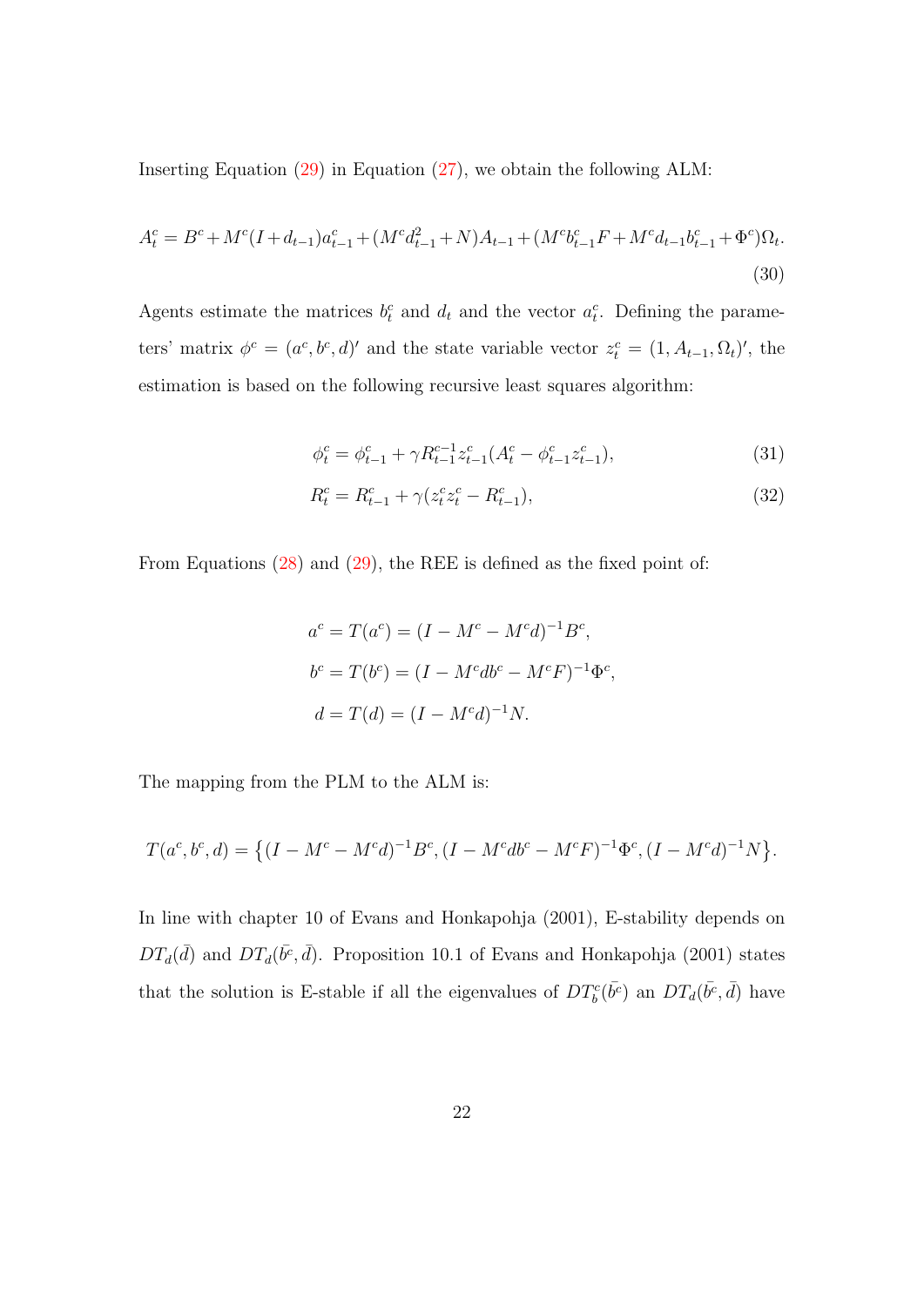Inserting Equation (29) in Equation (27), we obtain the following ALM:

$$A_t^c = B^c + M^c(I + d_{t-1})a_{t-1}^c + (M^c d_{t-1}^2 + N)A_{t-1} + (M^c b_{t-1}^c F + M^c d_{t-1} b_{t-1}^c + \Phi^c)\Omega_t. \tag{30}$$

Agents estimate the matrices $b_t^c$ and $d_t$ and the vector $a_t^c$. Defining the parameters' matrix $\phi^c = (a^c, b^c, d)'$ and the state variable vector $z_t^c = (1, A_{t-1}, \Omega_t)'$, the estimation is based on the following recursive least squares algorithm:

$$\phi_t^c = \phi_{t-1}^c + \gamma R_{t-1}^{c-1} z_{t-1}^c (A_t^c - \phi_{t-1}^c z_{t-1}^c), \tag{31}$$

$$R_t^c = R_{t-1}^c + \gamma (z_t^c z_t^c - R_{t-1}^c), \tag{32}$$

From Equations (28) and (29), the REE is defined as the fixed point of:

$$a^c = T(a^c) = (I - M^c - M^c d)^{-1} B^c,$$

$$b^c = T(b^c) = (I - M^c d b^c - M^c F)^{-1} \Phi^c,$$

$$d = T(d) = (I - M^c d)^{-1} N.$$

The mapping from the PLM to the ALM is:

$$T(a^c, b^c, d) = \left\{ (I - M^c - M^c d)^{-1} B^c, (I - M^c d b^c - M^c F)^{-1} \Phi^c, (I - M^c d)^{-1} N \right\}.$$

In line with chapter 10 of Evans and Honkapohja (2001), E-stability depends on $DT_d(\bar{d})$ and $DT_d(\bar{b^c}, \bar{d})$. Proposition 10.1 of Evans and Honkapohja (2001) states that the solution is E-stable if all the eigenvalues of $DT_b^c(\bar{b^c})$ an $DT_d(\bar{b^c}, \bar{d})$ have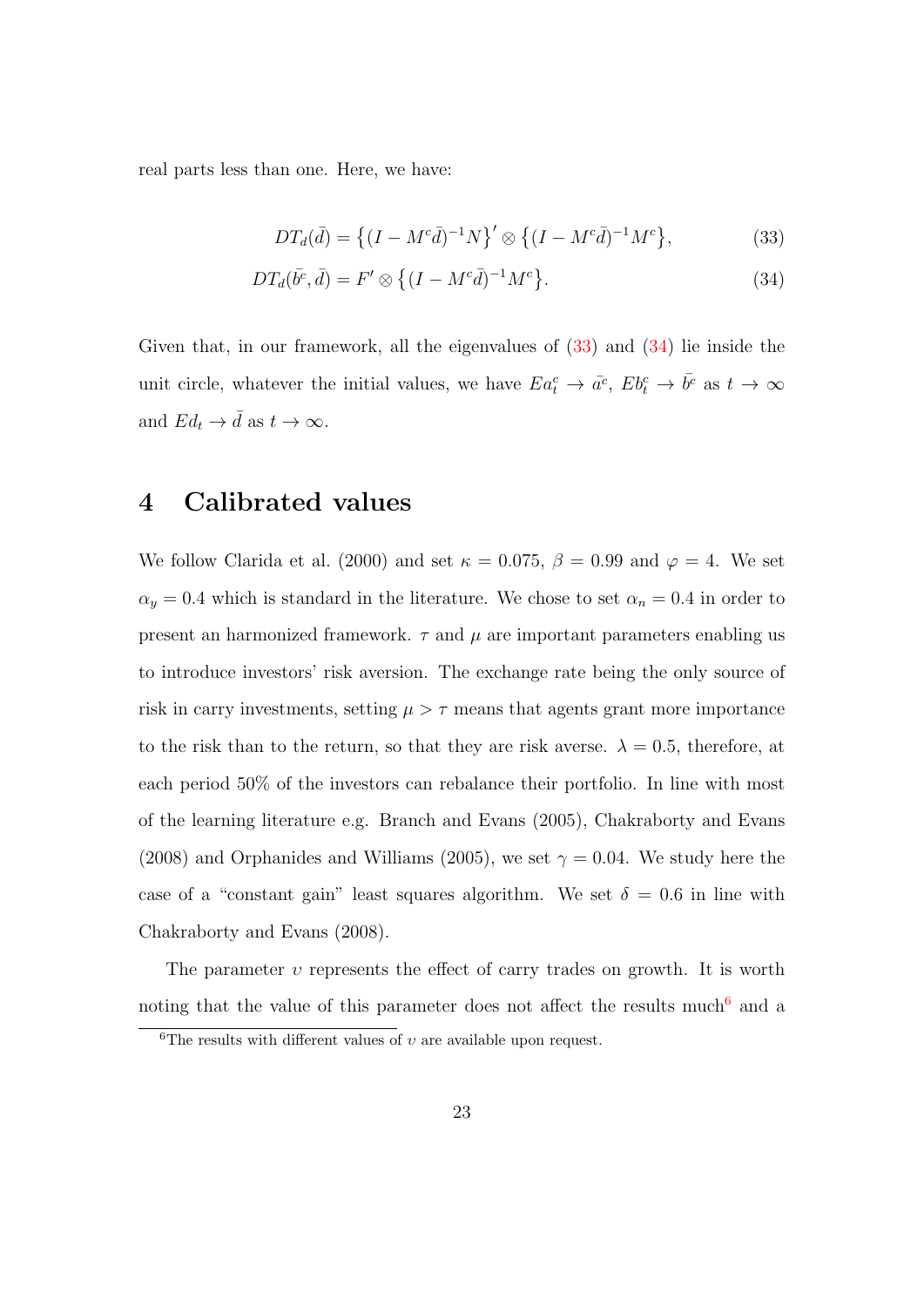real parts less than one. Here, we have:

$$DT_d(\bar{d}) = \left\{(I - M^c\bar{d})^{-1}N\right\}' \otimes \left\{(I - M^c\bar{d})^{-1}M^c\right\}, \tag{33}$$

$$DT_d(\bar{b^c}, \bar{d}) = F' \otimes \left\{(I - M^c\bar{d})^{-1}M^c\right\}. \tag{34}$$

Given that, in our framework, all the eigenvalues of (33) and (34) lie inside the unit circle, whatever the initial values, we have $Ea_t^c \to \bar{a^c}$, $Eb_t^c \to \bar{b^c}$ as $t \to \infty$ and $Ed_t \to \bar{d}$ as $t \to \infty$.

# 4 Calibrated values

We follow Clarida et al. (2000) and set $\kappa = 0.075$, $\beta = 0.99$ and $\varphi = 4$. We set $\alpha_y = 0.4$ which is standard in the literature. We chose to set $\alpha_n = 0.4$ in order to present an harmonized framework. $\tau$ and $\mu$ are important parameters enabling us to introduce investors' risk aversion. The exchange rate being the only source of risk in carry investments, setting $\mu > \tau$ means that agents grant more importance to the risk than to the return, so that they are risk averse. $\lambda = 0.5$, therefore, at each period 50% of the investors can rebalance their portfolio. In line with most of the learning literature e.g. Branch and Evans (2005), Chakraborty and Evans (2008) and Orphanides and Williams (2005), we set $\gamma = 0.04$. We study here the case of a "constant gain" least squares algorithm. We set $\delta = 0.6$ in line with Chakraborty and Evans (2008).

The parameter $\upsilon$ represents the effect of carry trades on growth. It is worth noting that the value of this parameter does not affect the results much[6] and a

[6] The results with different values of $\upsilon$ are available upon request.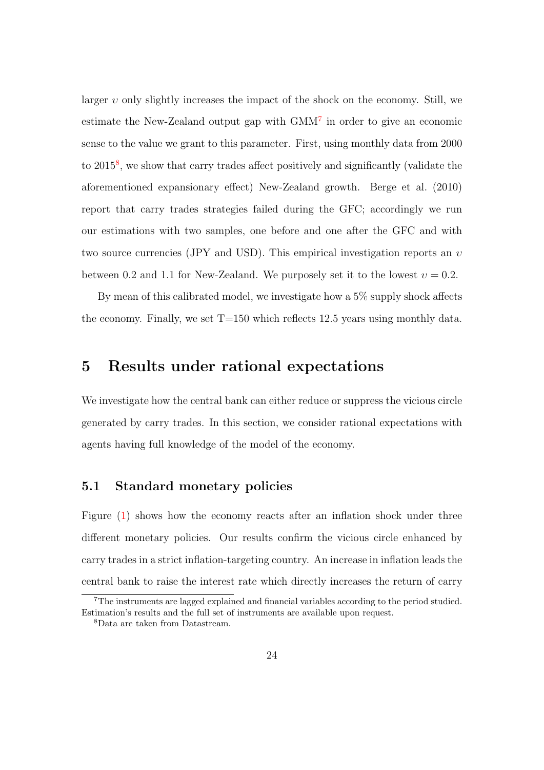larger $\upsilon$ only slightly increases the impact of the shock on the economy. Still, we estimate the New-Zealand output gap with GMM[7] in order to give an economic sense to the value we grant to this parameter. First, using monthly data from 2000 to 2015[8], we show that carry trades affect positively and significantly (validate the aforementioned expansionary effect) New-Zealand growth. Berge et al. (2010) report that carry trades strategies failed during the GFC; accordingly we run our estimations with two samples, one before and one after the GFC and with two source currencies (JPY and USD). This empirical investigation reports an $\upsilon$ between 0.2 and 1.1 for New-Zealand. We purposely set it to the lowest $\upsilon = 0.2$.

By mean of this calibrated model, we investigate how a 5% supply shock affects the economy. Finally, we set T=150 which reflects 12.5 years using monthly data.

# 5 Results under rational expectations

We investigate how the central bank can either reduce or suppress the vicious circle generated by carry trades. In this section, we consider rational expectations with agents having full knowledge of the model of the economy.

## 5.1 Standard monetary policies

Figure (1) shows how the economy reacts after an inflation shock under three different monetary policies. Our results confirm the vicious circle enhanced by carry trades in a strict inflation-targeting country. An increase in inflation leads the central bank to raise the interest rate which directly increases the return of carry

[7] The instruments are lagged explained and financial variables according to the period studied. Estimation's results and the full set of instruments are available upon request.

[8] Data are taken from Datastream.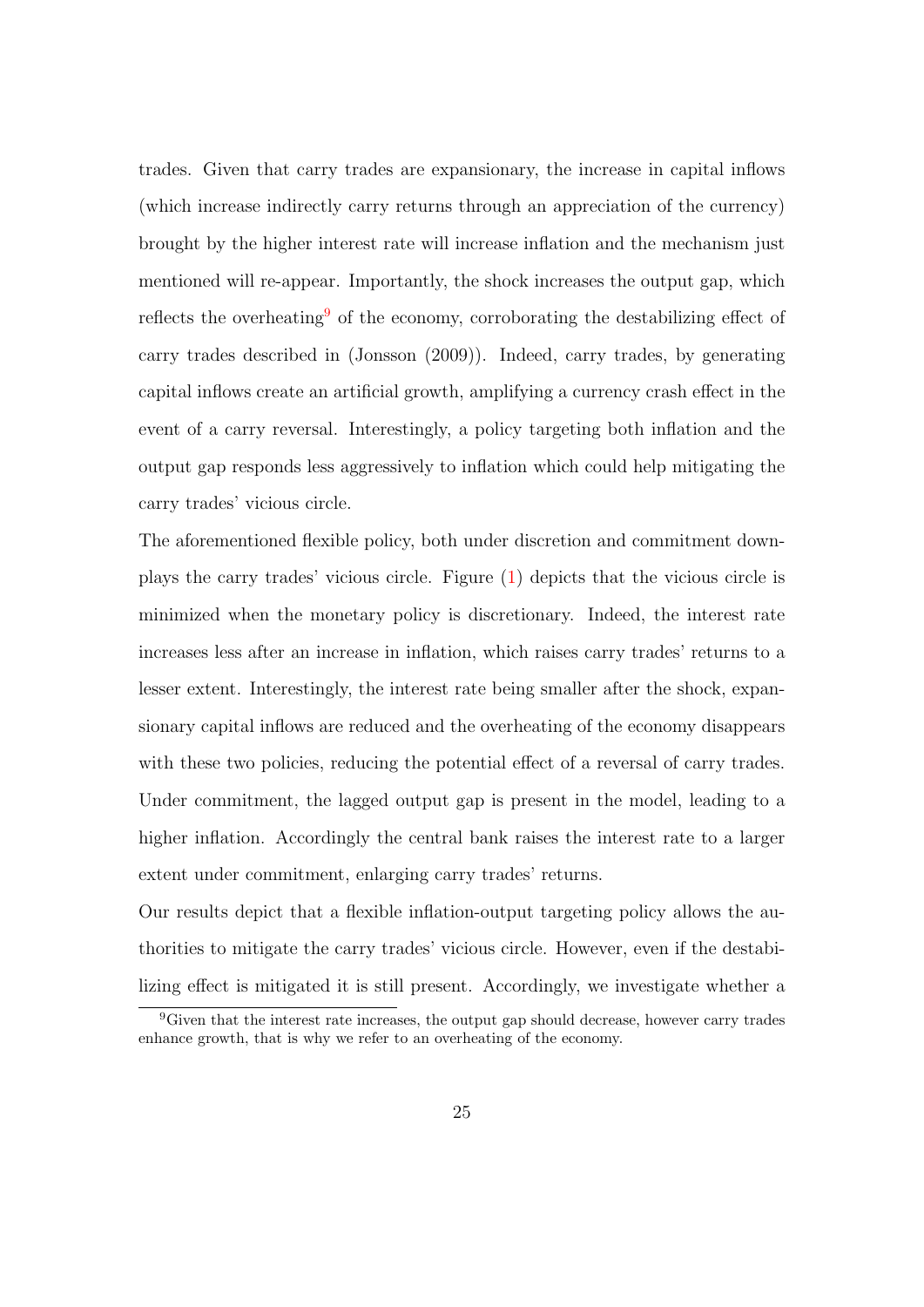trades. Given that carry trades are expansionary, the increase in capital inflows (which increase indirectly carry returns through an appreciation of the currency) brought by the higher interest rate will increase inflation and the mechanism just mentioned will re-appear. Importantly, the shock increases the output gap, which reflects the overheating[9] of the economy, corroborating the destabilizing effect of carry trades described in (Jonsson (2009)). Indeed, carry trades, by generating capital inflows create an artificial growth, amplifying a currency crash effect in the event of a carry reversal. Interestingly, a policy targeting both inflation and the output gap responds less aggressively to inflation which could help mitigating the carry trades' vicious circle.

The aforementioned flexible policy, both under discretion and commitment downplays the carry trades' vicious circle. Figure (1) depicts that the vicious circle is minimized when the monetary policy is discretionary. Indeed, the interest rate increases less after an increase in inflation, which raises carry trades' returns to a lesser extent. Interestingly, the interest rate being smaller after the shock, expansionary capital inflows are reduced and the overheating of the economy disappears with these two policies, reducing the potential effect of a reversal of carry trades. Under commitment, the lagged output gap is present in the model, leading to a higher inflation. Accordingly the central bank raises the interest rate to a larger extent under commitment, enlarging carry trades' returns.

Our results depict that a flexible inflation-output targeting policy allows the authorities to mitigate the carry trades' vicious circle. However, even if the destabilizing effect is mitigated it is still present. Accordingly, we investigate whether a

[9] Given that the interest rate increases, the output gap should decrease, however carry trades enhance growth, that is why we refer to an overheating of the economy.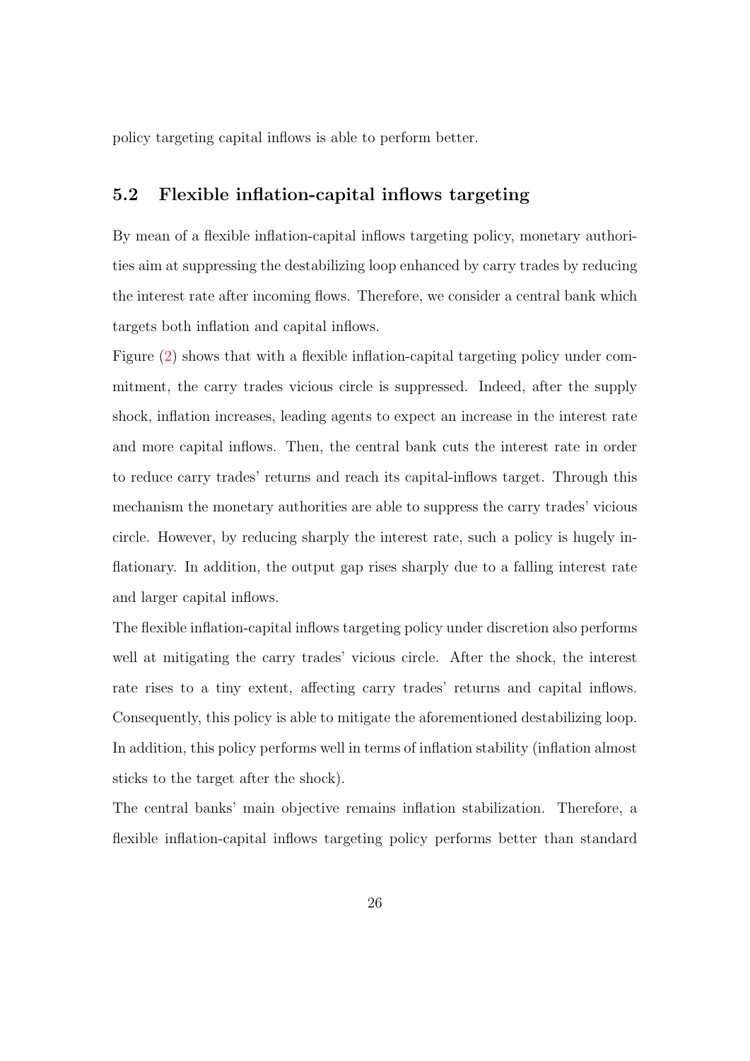policy targeting capital inflows is able to perform better.

### 5.2 Flexible inflation-capital inflows targeting

By mean of a flexible inflation-capital inflows targeting policy, monetary authorities aim at suppressing the destabilizing loop enhanced by carry trades by reducing the interest rate after incoming flows. Therefore, we consider a central bank which targets both inflation and capital inflows.

Figure (2) shows that with a flexible inflation-capital targeting policy under commitment, the carry trades vicious circle is suppressed. Indeed, after the supply shock, inflation increases, leading agents to expect an increase in the interest rate and more capital inflows. Then, the central bank cuts the interest rate in order to reduce carry trades' returns and reach its capital-inflows target. Through this mechanism the monetary authorities are able to suppress the carry trades' vicious circle. However, by reducing sharply the interest rate, such a policy is hugely inflationary. In addition, the output gap rises sharply due to a falling interest rate and larger capital inflows.

The flexible inflation-capital inflows targeting policy under discretion also performs well at mitigating the carry trades' vicious circle. After the shock, the interest rate rises to a tiny extent, affecting carry trades' returns and capital inflows. Consequently, this policy is able to mitigate the aforementioned destabilizing loop. In addition, this policy performs well in terms of inflation stability (inflation almost sticks to the target after the shock).

The central banks' main objective remains inflation stabilization. Therefore, a flexible inflation-capital inflows targeting policy performs better than standard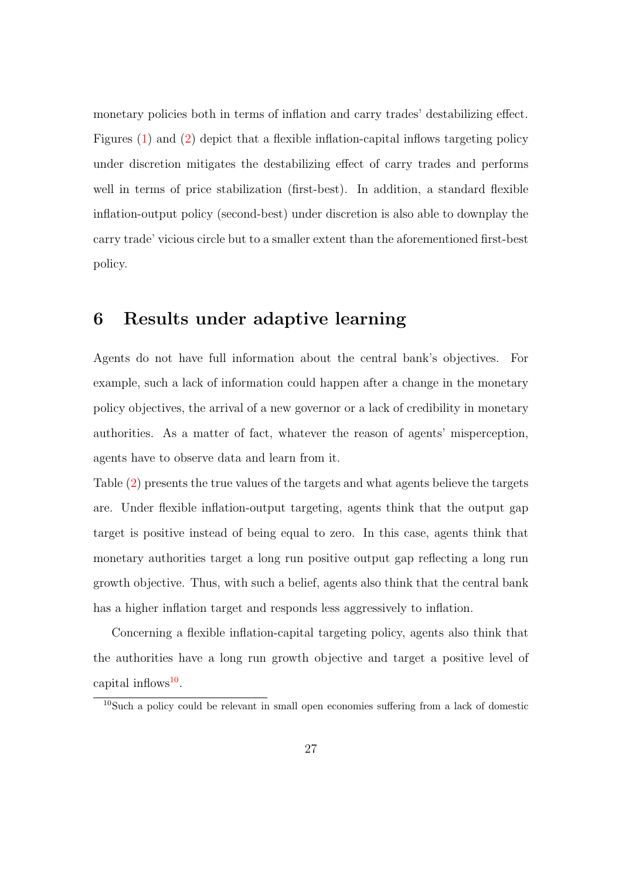monetary policies both in terms of inflation and carry trades' destabilizing effect. Figures (1) and (2) depict that a flexible inflation-capital inflows targeting policy under discretion mitigates the destabilizing effect of carry trades and performs well in terms of price stabilization (first-best). In addition, a standard flexible inflation-output policy (second-best) under discretion is also able to downplay the carry trade' vicious circle but to a smaller extent than the aforementioned first-best policy.

# 6 Results under adaptive learning

Agents do not have full information about the central bank's objectives. For example, such a lack of information could happen after a change in the monetary policy objectives, the arrival of a new governor or a lack of credibility in monetary authorities. As a matter of fact, whatever the reason of agents' misperception, agents have to observe data and learn from it.

Table (2) presents the true values of the targets and what agents believe the targets are. Under flexible inflation-output targeting, agents think that the output gap target is positive instead of being equal to zero. In this case, agents think that monetary authorities target a long run positive output gap reflecting a long run growth objective. Thus, with such a belief, agents also think that the central bank has a higher inflation target and responds less aggressively to inflation.

Concerning a flexible inflation-capital targeting policy, agents also think that the authorities have a long run growth objective and target a positive level of capital inflows[10].

[10]Such a policy could be relevant in small open economies suffering from a lack of domestic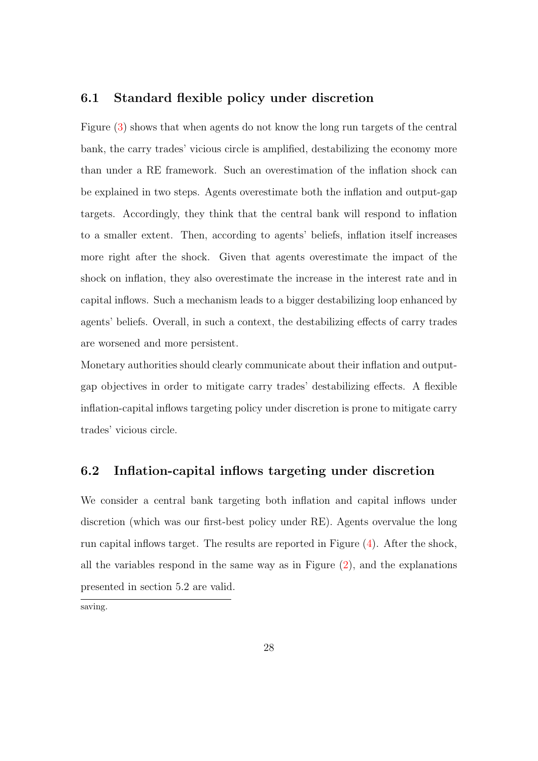### 6.1 Standard flexible policy under discretion

Figure (3) shows that when agents do not know the long run targets of the central bank, the carry trades' vicious circle is amplified, destabilizing the economy more than under a RE framework. Such an overestimation of the inflation shock can be explained in two steps. Agents overestimate both the inflation and output-gap targets. Accordingly, they think that the central bank will respond to inflation to a smaller extent. Then, according to agents' beliefs, inflation itself increases more right after the shock. Given that agents overestimate the impact of the shock on inflation, they also overestimate the increase in the interest rate and in capital inflows. Such a mechanism leads to a bigger destabilizing loop enhanced by agents' beliefs. Overall, in such a context, the destabilizing effects of carry trades are worsened and more persistent.

Monetary authorities should clearly communicate about their inflation and output-gap objectives in order to mitigate carry trades' destabilizing effects. A flexible inflation-capital inflows targeting policy under discretion is prone to mitigate carry trades' vicious circle.

### 6.2 Inflation-capital inflows targeting under discretion

We consider a central bank targeting both inflation and capital inflows under discretion (which was our first-best policy under RE). Agents overvalue the long run capital inflows target. The results are reported in Figure (4). After the shock, all the variables respond in the same way as in Figure (2), and the explanations presented in section 5.2 are valid.

saving.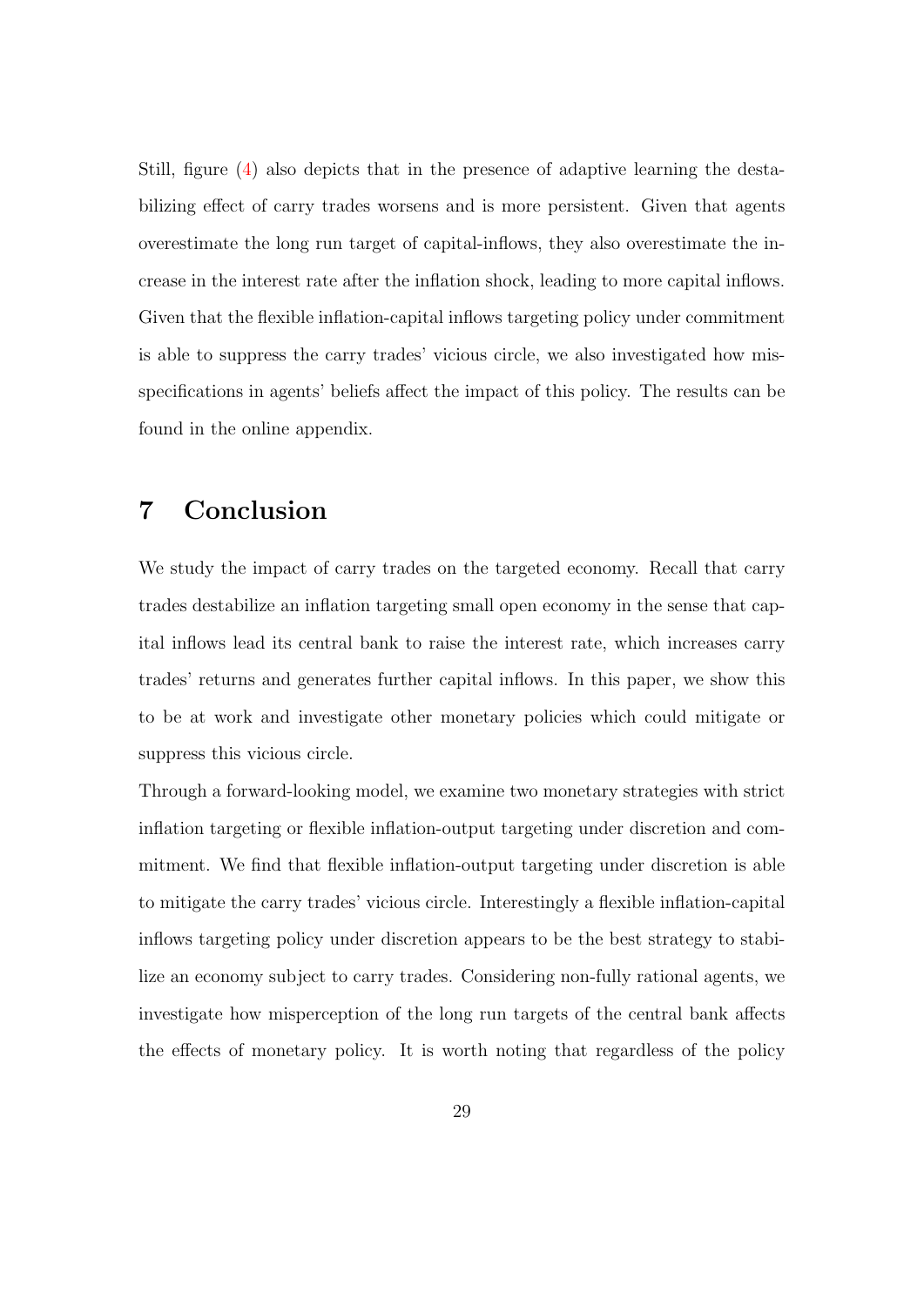Still, figure (4) also depicts that in the presence of adaptive learning the destabilizing effect of carry trades worsens and is more persistent. Given that agents overestimate the long run target of capital-inflows, they also overestimate the increase in the interest rate after the inflation shock, leading to more capital inflows. Given that the flexible inflation-capital inflows targeting policy under commitment is able to suppress the carry trades' vicious circle, we also investigated how misspecifications in agents' beliefs affect the impact of this policy. The results can be found in the online appendix.

# 7 Conclusion

We study the impact of carry trades on the targeted economy. Recall that carry trades destabilize an inflation targeting small open economy in the sense that capital inflows lead its central bank to raise the interest rate, which increases carry trades' returns and generates further capital inflows. In this paper, we show this to be at work and investigate other monetary policies which could mitigate or suppress this vicious circle.

Through a forward-looking model, we examine two monetary strategies with strict inflation targeting or flexible inflation-output targeting under discretion and commitment. We find that flexible inflation-output targeting under discretion is able to mitigate the carry trades' vicious circle. Interestingly a flexible inflation-capital inflows targeting policy under discretion appears to be the best strategy to stabilize an economy subject to carry trades. Considering non-fully rational agents, we investigate how misperception of the long run targets of the central bank affects the effects of monetary policy. It is worth noting that regardless of the policy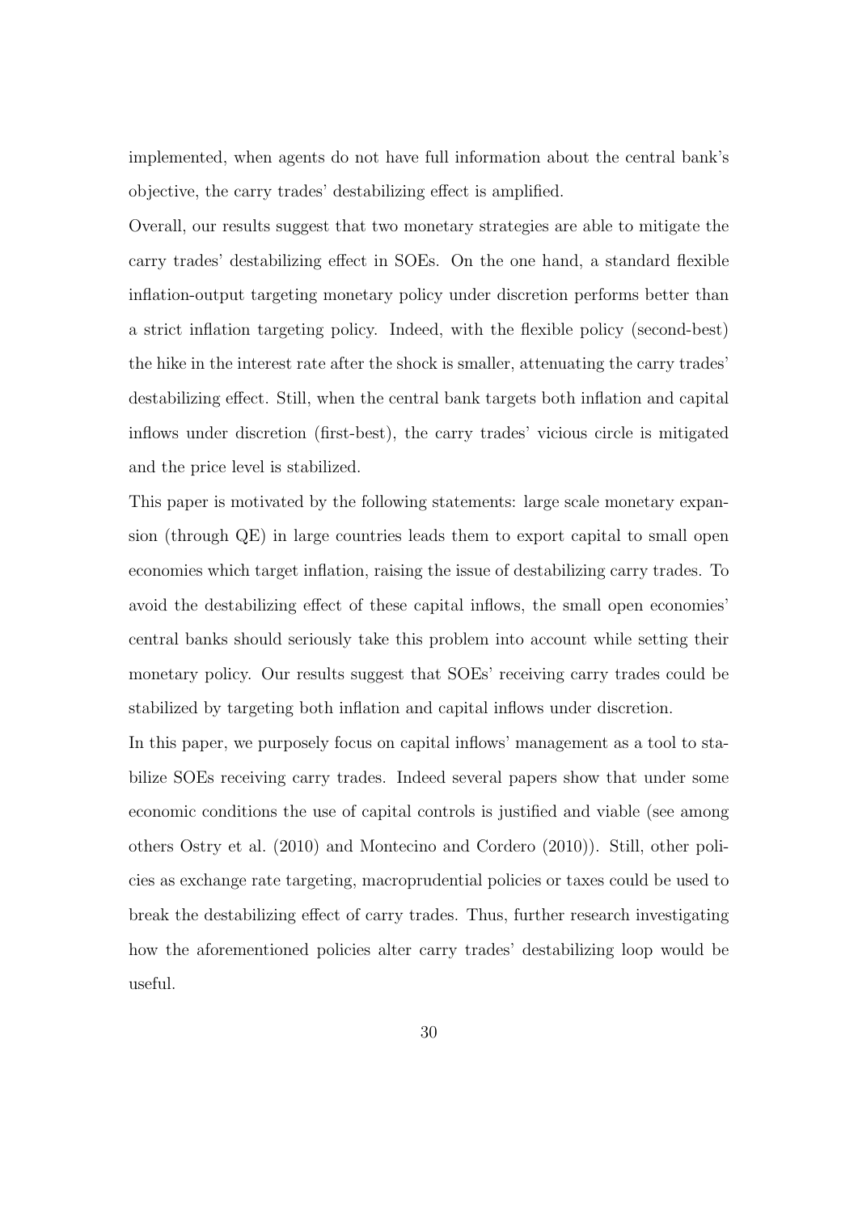implemented, when agents do not have full information about the central bank's objective, the carry trades' destabilizing effect is amplified.

Overall, our results suggest that two monetary strategies are able to mitigate the carry trades' destabilizing effect in SOEs. On the one hand, a standard flexible inflation-output targeting monetary policy under discretion performs better than a strict inflation targeting policy. Indeed, with the flexible policy (second-best) the hike in the interest rate after the shock is smaller, attenuating the carry trades' destabilizing effect. Still, when the central bank targets both inflation and capital inflows under discretion (first-best), the carry trades' vicious circle is mitigated and the price level is stabilized.

This paper is motivated by the following statements: large scale monetary expansion (through QE) in large countries leads them to export capital to small open economies which target inflation, raising the issue of destabilizing carry trades. To avoid the destabilizing effect of these capital inflows, the small open economies' central banks should seriously take this problem into account while setting their monetary policy. Our results suggest that SOEs' receiving carry trades could be stabilized by targeting both inflation and capital inflows under discretion.

In this paper, we purposely focus on capital inflows' management as a tool to stabilize SOEs receiving carry trades. Indeed several papers show that under some economic conditions the use of capital controls is justified and viable (see among others Ostry et al. (2010) and Montecino and Cordero (2010)). Still, other policies as exchange rate targeting, macroprudential policies or taxes could be used to break the destabilizing effect of carry trades. Thus, further research investigating how the aforementioned policies alter carry trades' destabilizing loop would be useful.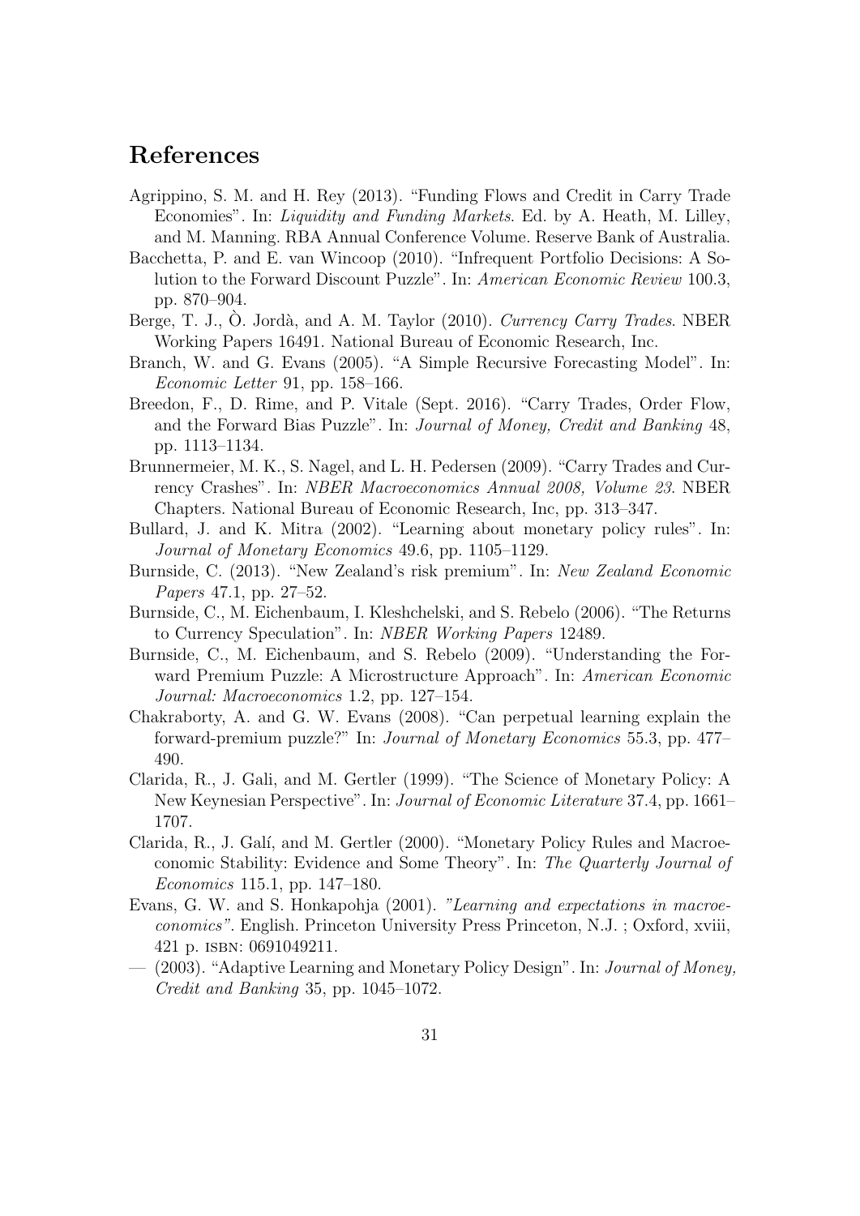## References

Agrippino, S. M. and H. Rey (2013). "Funding Flows and Credit in Carry Trade Economies". In: *Liquidity and Funding Markets*. Ed. by A. Heath, M. Lilley, and M. Manning. RBA Annual Conference Volume. Reserve Bank of Australia.

Bacchetta, P. and E. van Wincoop (2010). "Infrequent Portfolio Decisions: A Solution to the Forward Discount Puzzle". In: *American Economic Review* 100.3, pp. 870–904.

Berge, T. J., Ò. Jordà, and A. M. Taylor (2010). *Currency Carry Trades*. NBER Working Papers 16491. National Bureau of Economic Research, Inc.

Branch, W. and G. Evans (2005). "A Simple Recursive Forecasting Model". In: *Economic Letter* 91, pp. 158–166.

Breedon, F., D. Rime, and P. Vitale (Sept. 2016). "Carry Trades, Order Flow, and the Forward Bias Puzzle". In: *Journal of Money, Credit and Banking* 48, pp. 1113–1134.

Brunnermeier, M. K., S. Nagel, and L. H. Pedersen (2009). "Carry Trades and Currency Crashes". In: *NBER Macroeconomics Annual 2008, Volume 23*. NBER Chapters. National Bureau of Economic Research, Inc, pp. 313–347.

Bullard, J. and K. Mitra (2002). "Learning about monetary policy rules". In: *Journal of Monetary Economics* 49.6, pp. 1105–1129.

Burnside, C. (2013). "New Zealand's risk premium". In: *New Zealand Economic Papers* 47.1, pp. 27–52.

Burnside, C., M. Eichenbaum, I. Kleshchelski, and S. Rebelo (2006). "The Returns to Currency Speculation". In: *NBER Working Papers* 12489.

Burnside, C., M. Eichenbaum, and S. Rebelo (2009). "Understanding the Forward Premium Puzzle: A Microstructure Approach". In: *American Economic Journal: Macroeconomics* 1.2, pp. 127–154.

Chakraborty, A. and G. W. Evans (2008). "Can perpetual learning explain the forward-premium puzzle?" In: *Journal of Monetary Economics* 55.3, pp. 477–490.

Clarida, R., J. Gali, and M. Gertler (1999). "The Science of Monetary Policy: A New Keynesian Perspective". In: *Journal of Economic Literature* 37.4, pp. 1661–1707.

Clarida, R., J. Galí, and M. Gertler (2000). "Monetary Policy Rules and Macroeconomic Stability: Evidence and Some Theory". In: *The Quarterly Journal of Economics* 115.1, pp. 147–180.

Evans, G. W. and S. Honkapohja (2001). *"Learning and expectations in macroeconomics"*. English. Princeton University Press Princeton, N.J. ; Oxford, xviii, 421 p. ISBN: 0691049211.

— (2003). "Adaptive Learning and Monetary Policy Design". In: *Journal of Money, Credit and Banking* 35, pp. 1045–1072.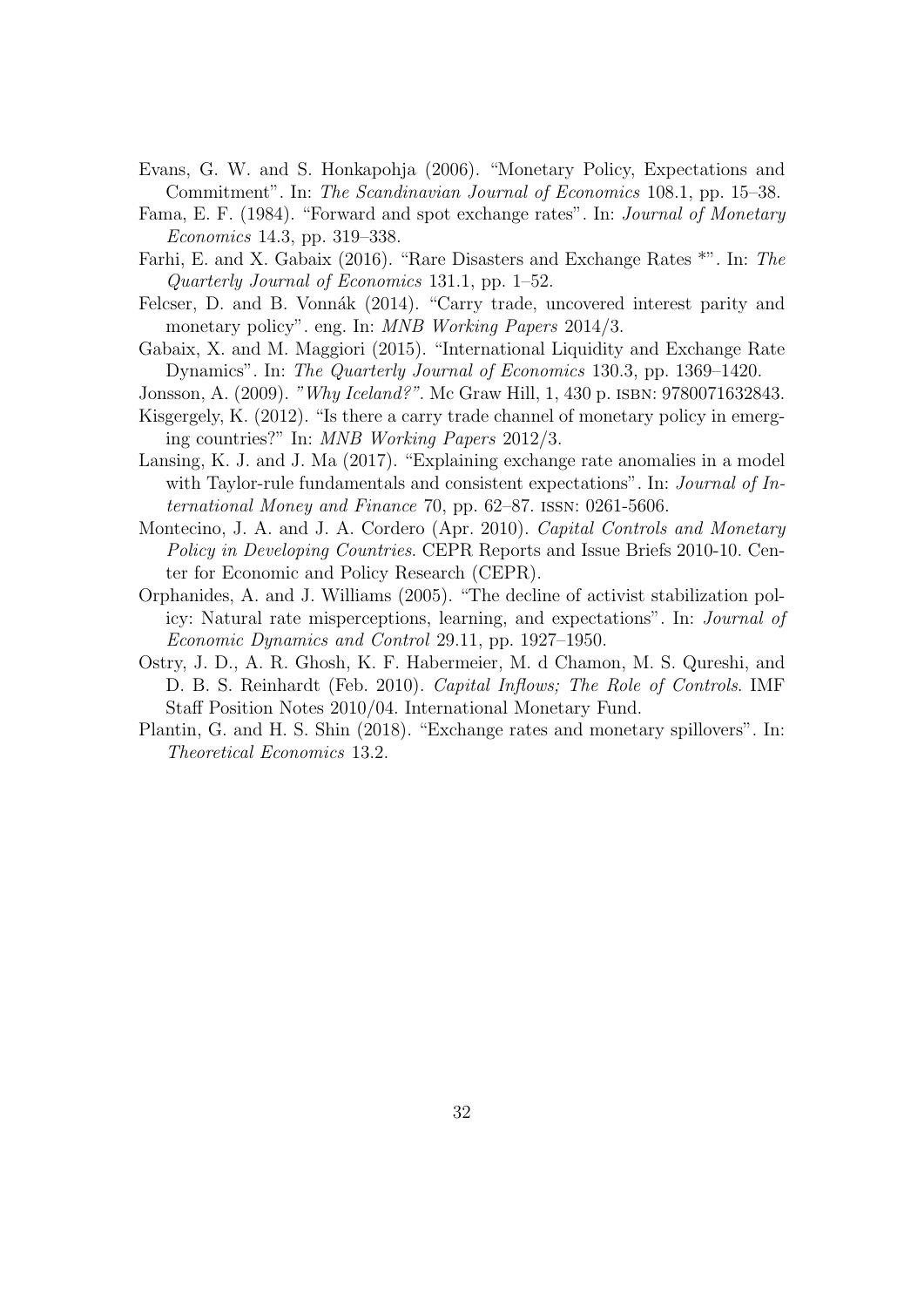Evans, G. W. and S. Honkapohja (2006). "Monetary Policy, Expectations and Commitment". In: *The Scandinavian Journal of Economics* 108.1, pp. 15–38.

Fama, E. F. (1984). "Forward and spot exchange rates". In: *Journal of Monetary Economics* 14.3, pp. 319–338.

Farhi, E. and X. Gabaix (2016). "Rare Disasters and Exchange Rates *". In: *The Quarterly Journal of Economics* 131.1, pp. 1–52.

Felcser, D. and B. Vonnák (2014). "Carry trade, uncovered interest parity and monetary policy". eng. In: *MNB Working Papers* 2014/3.

Gabaix, X. and M. Maggiori (2015). "International Liquidity and Exchange Rate Dynamics". In: *The Quarterly Journal of Economics* 130.3, pp. 1369–1420.

Jonsson, A. (2009). *"Why Iceland?"*. Mc Graw Hill, 1, 430 p. ISBN: 9780071632843.

Kisgergely, K. (2012). "Is there a carry trade channel of monetary policy in emerging countries?" In: *MNB Working Papers* 2012/3.

Lansing, K. J. and J. Ma (2017). "Explaining exchange rate anomalies in a model with Taylor-rule fundamentals and consistent expectations". In: *Journal of International Money and Finance* 70, pp. 62–87. ISSN: 0261-5606.

Montecino, J. A. and J. A. Cordero (Apr. 2010). *Capital Controls and Monetary Policy in Developing Countries*. CEPR Reports and Issue Briefs 2010-10. Center for Economic and Policy Research (CEPR).

Orphanides, A. and J. Williams (2005). "The decline of activist stabilization policy: Natural rate misperceptions, learning, and expectations". In: *Journal of Economic Dynamics and Control* 29.11, pp. 1927–1950.

Ostry, J. D., A. R. Ghosh, K. F. Habermeier, M. d Chamon, M. S. Qureshi, and D. B. S. Reinhardt (Feb. 2010). *Capital Inflows; The Role of Controls*. IMF Staff Position Notes 2010/04. International Monetary Fund.

Plantin, G. and H. S. Shin (2018). "Exchange rates and monetary spillovers". In: *Theoretical Economics* 13.2.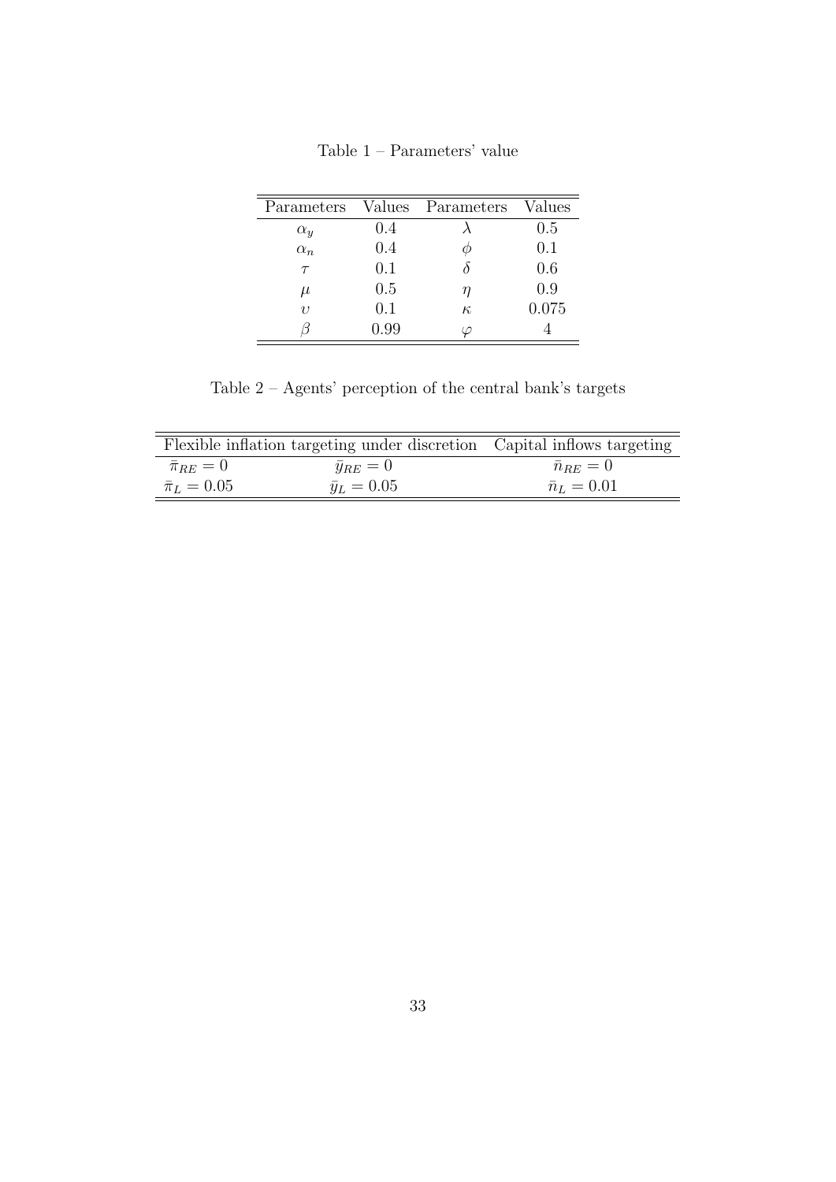Table 1 – Parameters' value

| Parameters | Values | Parameters | Values |
|---|---|---|---|
| $\alpha_y$ | 0.4 | $\lambda$ | 0.5 |
| $\alpha_n$ | 0.4 | $\phi$ | 0.1 |
| $\tau$ | 0.1 | $\delta$ | 0.6 |
| $\mu$ | 0.5 | $\eta$ | 0.9 |
| $\upsilon$ | 0.1 | $\kappa$ | 0.075 |
| $\beta$ | 0.99 | $\varphi$ | 4 |

Table 2 – Agents' perception of the central bank's targets

| Flexible inflation targeting under discretion | | Capital inflows targeting |
|---|---|---|
| $\bar{\pi}_{RE} = 0$ | $\bar{y}_{RE} = 0$ | $\bar{n}_{RE} = 0$ |
| $\bar{\pi}_L = 0.05$ | $\bar{y}_L = 0.05$ | $\bar{n}_L = 0.01$ |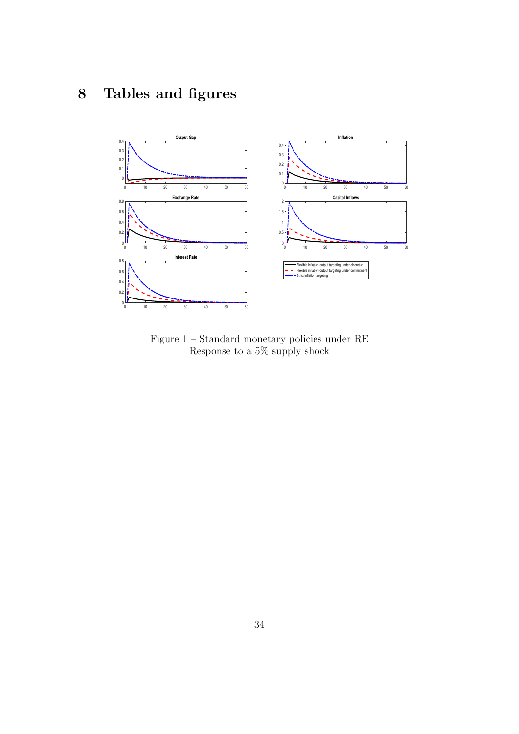# 8 Tables and figures

Output Gap

0.4
0.3
0.2
0.1
0
0 10 20 30 40 50 60

Inflation

0.4
0.3
0.2
0.1
0
0 10 20 30 40 50 60

Exchange Rate

0.8
0.6
0.4
0.2
0
0 10 20 30 40 50 60

Capital Inflows

2
1.5
1
0.5
0
0 10 20 30 40 50 60

Interest Rate

0.8
0.6
0.4
0.2
0
0 10 20 30 40 50 60

Flexible inflation-output targeting under discretion
Flexible inflation-output targeting under commitment
Strict inflation targeting

Figure 1 – Standard monetary policies under RE
Response to a 5% supply shock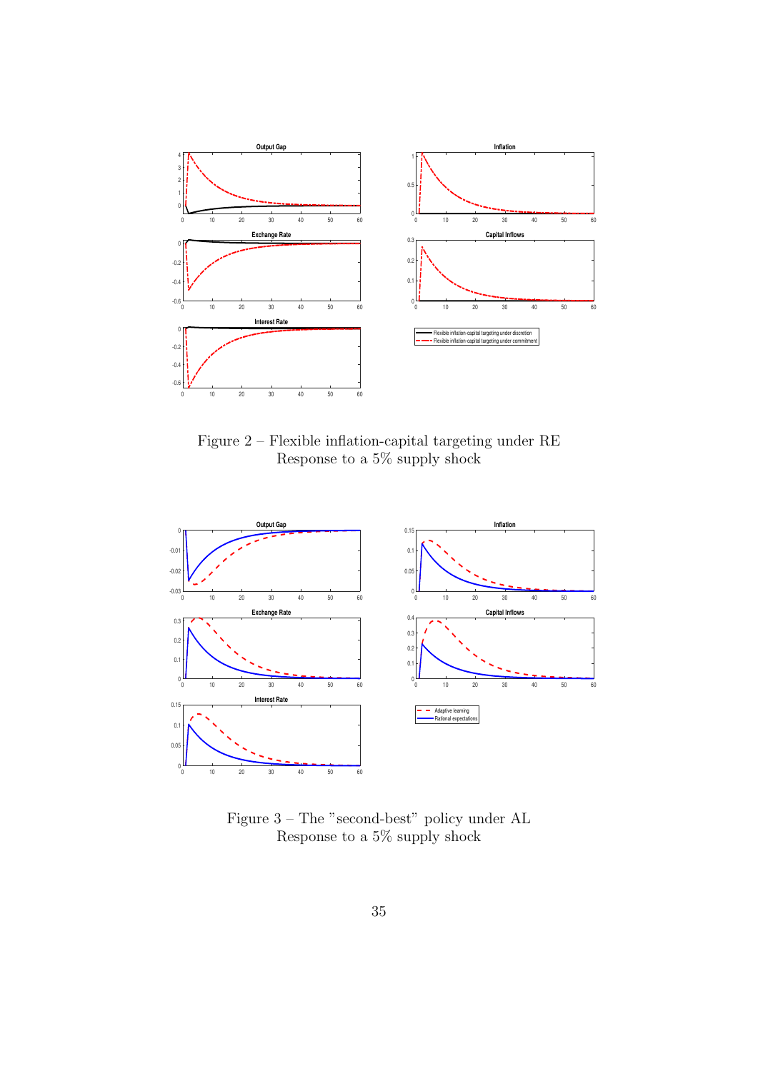Output Gap

Inflation

Exchange Rate

Capital Inflows

Interest Rate

Flexible inflation-capital targeting under discretion

Flexible inflation-capital targeting under commitment

Figure 2 – Flexible inflation-capital targeting under RE
Response to a 5% supply shock

Output Gap

Inflation

Exchange Rate

Capital Inflows

Interest Rate

Adaptive learning

Rational expectations

Figure 3 – The "second-best" policy under AL
Response to a 5% supply shock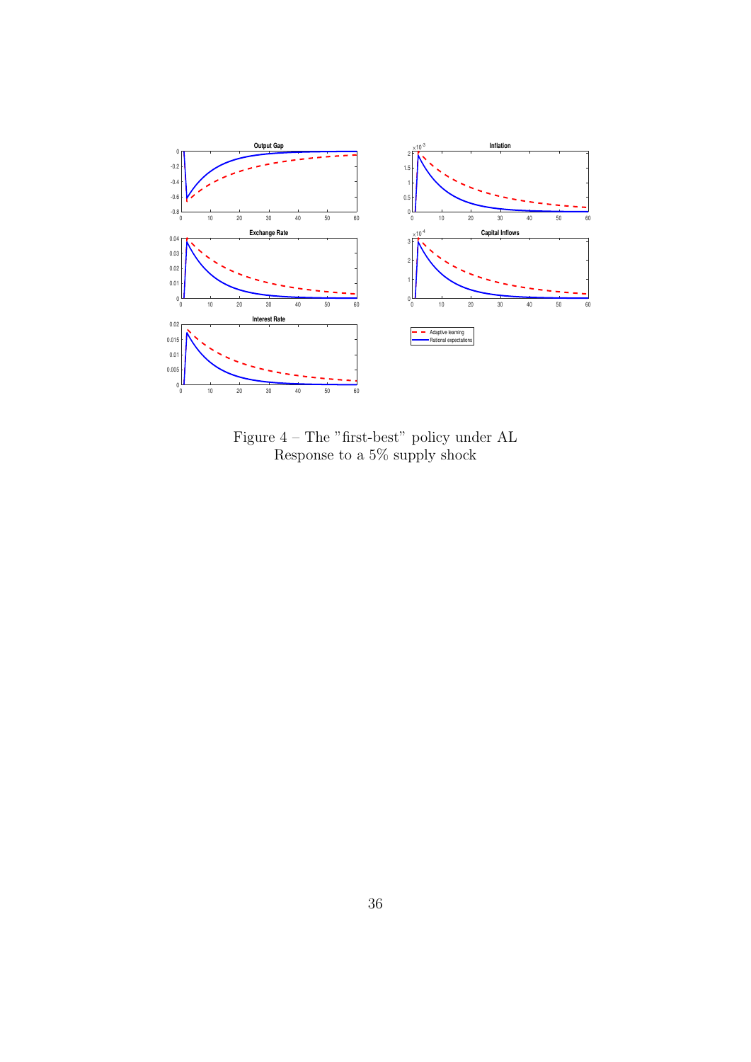Output Gap

0
-0.2
-0.4
-0.6
-0.8

0 10 20 30 40 50 60

Inflation

$\times 10^{-3}$

2
1.5
1
0.5
0

0 10 20 30 40 50 60

Exchange Rate

0.04
0.03
0.02
0.01
0

0 10 20 30 40 50 60

Capital Inflows

$\times 10^{-4}$

3
2
1
0

0 10 20 30 40 50 60

Interest Rate

0.02
0.015
0.01
0.005
0

0 10 20 30 40 50 60

Adaptive learning
Rational expectations

Figure 4 – The "first-best" policy under AL
Response to a 5% supply shock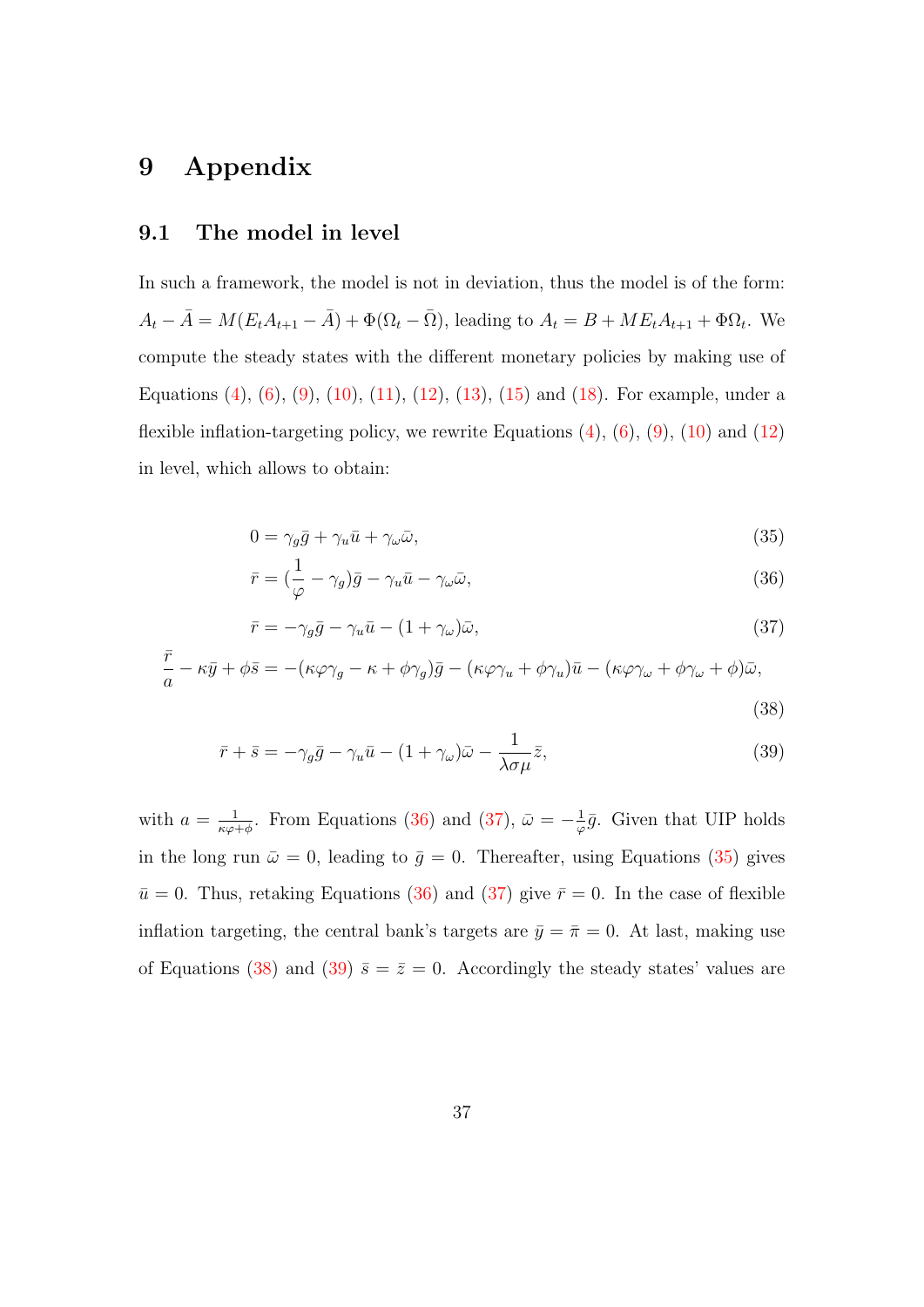# 9 Appendix

## 9.1 The model in level

In such a framework, the model is not in deviation, thus the model is of the form: $A_t - \bar{A} = M(E_t A_{t+1} - \bar{A}) + \Phi(\Omega_t - \bar{\Omega})$, leading to $A_t = B + ME_t A_{t+1} + \Phi\Omega_t$. We compute the steady states with the different monetary policies by making use of Equations (4), (6), (9), (10), (11), (12), (13), (15) and (18). For example, under a flexible inflation-targeting policy, we rewrite Equations (4), (6), (9), (10) and (12) in level, which allows to obtain:

$$0 = \gamma_g \bar{g} + \gamma_u \bar{u} + \gamma_\omega \bar{\omega}, \tag{35}$$

$$\bar{r} = (\frac{1}{\varphi} - \gamma_g)\bar{g} - \gamma_u \bar{u} - \gamma_\omega \bar{\omega}, \tag{36}$$

$$\bar{r} = -\gamma_g \bar{g} - \gamma_u \bar{u} - (1 + \gamma_\omega)\bar{\omega}, \tag{37}$$

$$\frac{\bar{r}}{a} - \kappa \bar{y} + \phi \bar{s} = -(\kappa\varphi\gamma_g - \kappa + \phi\gamma_g)\bar{g} - (\kappa\varphi\gamma_u + \phi\gamma_u)\bar{u} - (\kappa\varphi\gamma_\omega + \phi\gamma_\omega + \phi)\bar{\omega}, \tag{38}$$

$$\bar{r} + \bar{s} = -\gamma_g \bar{g} - \gamma_u \bar{u} - (1 + \gamma_\omega)\bar{\omega} - \frac{1}{\lambda\sigma\mu}\bar{z}, \tag{39}$$

with $a = \frac{1}{\kappa\varphi + \phi}$. From Equations (36) and (37), $\bar{\omega} = -\frac{1}{\varphi}\bar{g}$. Given that UIP holds in the long run $\bar{\omega} = 0$, leading to $\bar{g} = 0$. Thereafter, using Equations (35) gives $\bar{u} = 0$. Thus, retaking Equations (36) and (37) give $\bar{r} = 0$. In the case of flexible inflation targeting, the central bank's targets are $\bar{y} = \bar{\pi} = 0$. At last, making use of Equations (38) and (39) $\bar{s} = \bar{z} = 0$. Accordingly the steady states' values are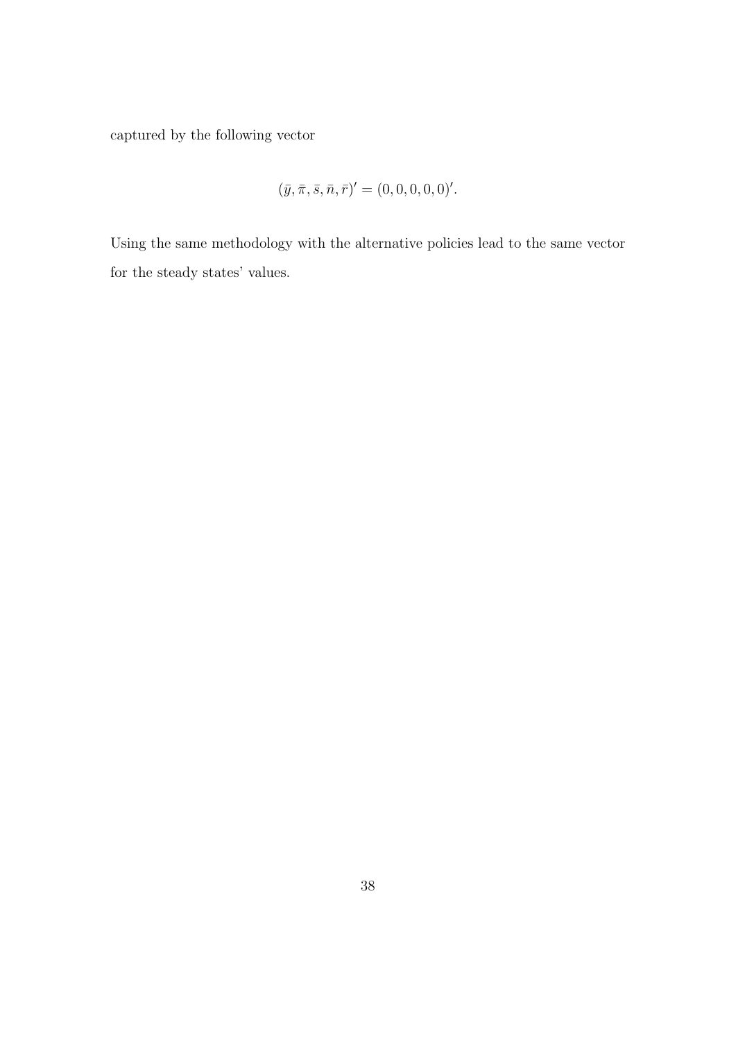captured by the following vector

$$(\bar{y}, \bar{\pi}, \bar{s}, \bar{n}, \bar{r})' = (0, 0, 0, 0, 0)'.$$

Using the same methodology with the alternative policies lead to the same vector for the steady states' values.